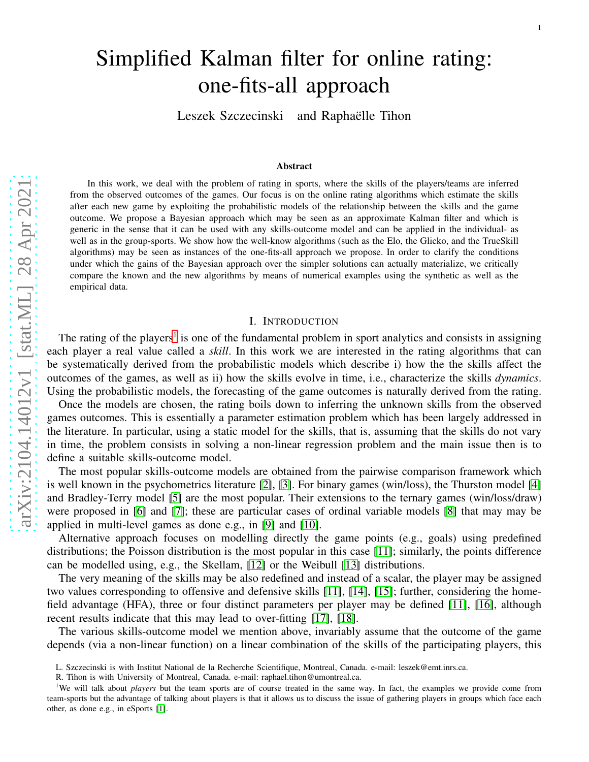# Simplified Kalman filter for online rating: one-fits-all approach

Leszek Szczecinski and Raphaëlle Tihon

## Abstract

In this work, we deal with the problem of rating in sports, where the skills of the players/teams are inferred from the observed outcomes of the games. Our focus is on the online rating algorithms which estimate the skills after each new game by exploiting the probabilistic models of the relationship between the skills and the game outcome. We propose a Bayesian approach which may be seen as an approximate Kalman filter and which is generic in the sense that it can be used with any skills-outcome model and can be applied in the individual- as well as in the group-sports. We show how the well-know algorithms (such as the Elo, the Glicko, and the TrueSkill algorithms) may be seen as instances of the one-fits-all approach we propose. In order to clarify the conditions under which the gains of the Bayesian approach over the simpler solutions can actually materialize, we critically compare the known and the new algorithms by means of numerical examples using the synthetic as well as the empirical data.

## I. Introduction

The rating of the players[1] is one of the fundamental problem in sport analytics and consists in assigning each player a real value called a *skill*. In this work we are interested in the rating algorithms that can be systematically derived from the probabilistic models which describe i) how the the skills affect the outcomes of the games, as well as ii) how the skills evolve in time, i.e., characterize the skills *dynamics*. Using the probabilistic models, the forecasting of the game outcomes is naturally derived from the rating.

Once the models are chosen, the rating boils down to inferring the unknown skills from the observed games outcomes. This is essentially a parameter estimation problem which has been largely addressed in the literature. In particular, using a static model for the skills, that is, assuming that the skills do not vary in time, the problem consists in solving a non-linear regression problem and the main issue then is to define a suitable skills-outcome model.

The most popular skills-outcome models are obtained from the pairwise comparison framework which is well known in the psychometrics literature [2], [3]. For binary games (win/loss), the Thurston model [4] and Bradley-Terry model [5] are the most popular. Their extensions to the ternary games (win/loss/draw) were proposed in [6] and [7]; these are particular cases of ordinal variable models [8] that may may be applied in multi-level games as done e.g., in [9] and [10].

Alternative approach focuses on modelling directly the game points (e.g., goals) using predefined distributions; the Poisson distribution is the most popular in this case [11]; similarly, the points difference can be modelled using, e.g., the Skellam, [12] or the Weibull [13] distributions.

The very meaning of the skills may be also redefined and instead of a scalar, the player may be assigned two values corresponding to offensive and defensive skills [11], [14], [15]; further, considering the home-field advantage (HFA), three or four distinct parameters per player may be defined [11], [16], although recent results indicate that this may lead to over-fitting [17], [18].

The various skills-outcome model we mention above, invariably assume that the outcome of the game depends (via a non-linear function) on a linear combination of the skills of the participating players, this

L. Szczecinski is with Institut National de la Recherche Scientifique, Montreal, Canada. e-mail: leszek@emt.inrs.ca.

R. Tihon is with University of Montreal, Canada. e-mail: raphael.tihon@umontreal.ca.

[1] We will talk about *players* but the team sports are of course treated in the same way. In fact, the examples we provide come from team-sports but the advantage of talking about players is that it allows us to discuss the issue of gathering players in groups which face each other, as done e.g., in eSports [1].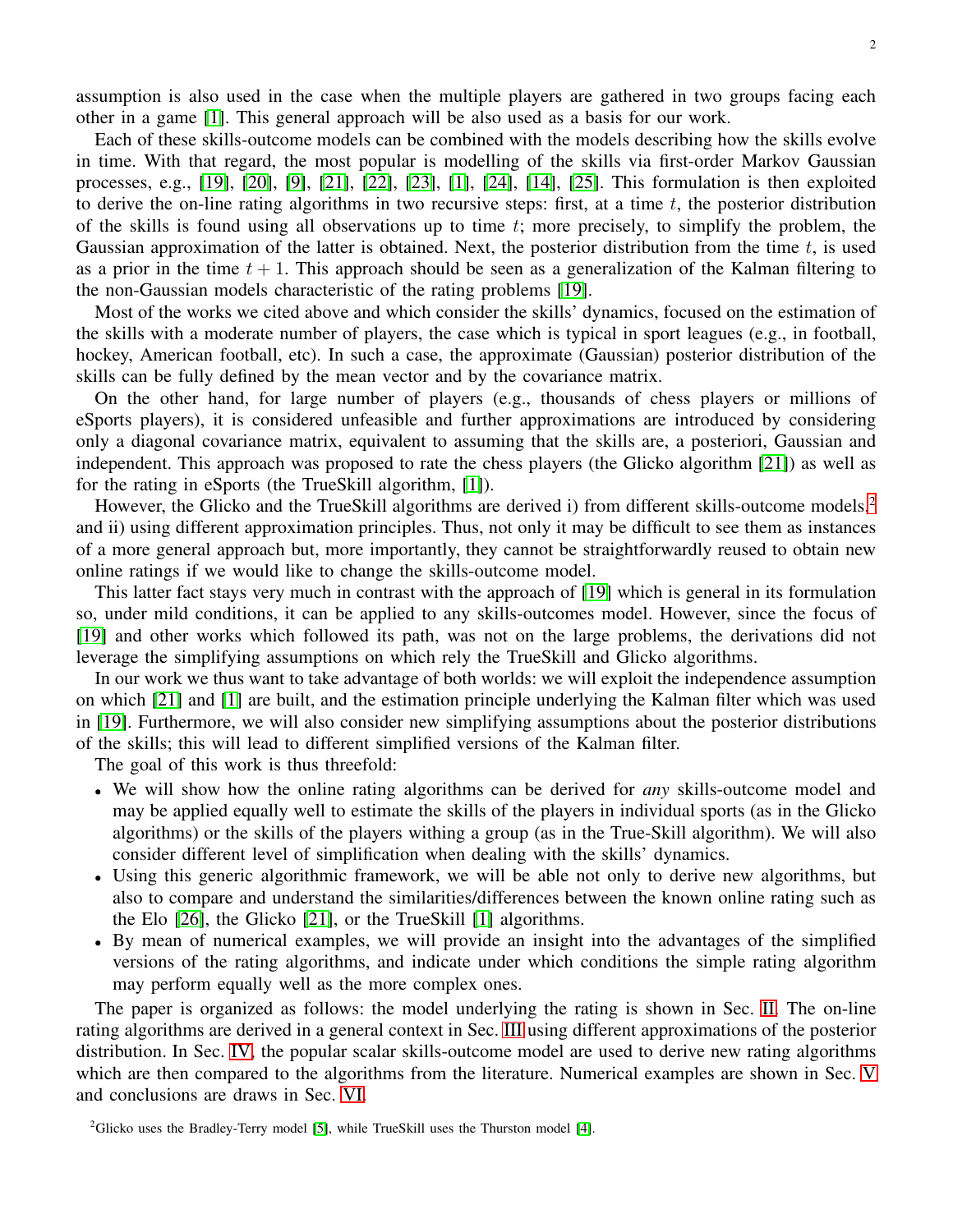assumption is also used in the case when the multiple players are gathered in two groups facing each other in a game [1]. This general approach will be also used as a basis for our work.

Each of these skills-outcome models can be combined with the models describing how the skills evolve in time. With that regard, the most popular is modelling of the skills via first-order Markov Gaussian processes, e.g., [19], [20], [9], [21], [22], [23], [1], [24], [14], [25]. This formulation is then exploited to derive the on-line rating algorithms in two recursive steps: first, at a time $t$, the posterior distribution of the skills is found using all observations up to time $t$; more precisely, to simplify the problem, the Gaussian approximation of the latter is obtained. Next, the posterior distribution from the time $t$, is used as a prior in the time $t+1$. This approach should be seen as a generalization of the Kalman filtering to the non-Gaussian models characteristic of the rating problems [19].

Most of the works we cited above and which consider the skills' dynamics, focused on the estimation of the skills with a moderate number of players, the case which is typical in sport leagues (e.g., in football, hockey, American football, etc). In such a case, the approximate (Gaussian) posterior distribution of the skills can be fully defined by the mean vector and by the covariance matrix.

On the other hand, for large number of players (e.g., thousands of chess players or millions of eSports players), it is considered unfeasible and further approximations are introduced by considering only a diagonal covariance matrix, equivalent to assuming that the skills are, a posteriori, Gaussian and independent. This approach was proposed to rate the chess players (the Glicko algorithm [21]) as well as for the rating in eSports (the TrueSkill algorithm, [1]).

However, the Glicko and the TrueSkill algorithms are derived i) from different skills-outcome models,[2] and ii) using different approximation principles. Thus, not only it may be difficult to see them as instances of a more general approach but, more importantly, they cannot be straightforwardly reused to obtain new online ratings if we would like to change the skills-outcome model.

This latter fact stays very much in contrast with the approach of [19] which is general in its formulation so, under mild conditions, it can be applied to any skills-outcomes model. However, since the focus of [19] and other works which followed its path, was not on the large problems, the derivations did not leverage the simplifying assumptions on which rely the TrueSkill and Glicko algorithms.

In our work we thus want to take advantage of both worlds: we will exploit the independence assumption on which [21] and [1] are built, and the estimation principle underlying the Kalman filter which was used in [19]. Furthermore, we will also consider new simplifying assumptions about the posterior distributions of the skills; this will lead to different simplified versions of the Kalman filter.

The goal of this work is thus threefold:

- We will show how the online rating algorithms can be derived for *any* skills-outcome model and may be applied equally well to estimate the skills of the players in individual sports (as in the Glicko algorithms) or the skills of the players withing a group (as in the True-Skill algorithm). We will also consider different level of simplification when dealing with the skills' dynamics.
- Using this generic algorithmic framework, we will be able not only to derive new algorithms, but also to compare and understand the similarities/differences between the known online rating such as the Elo [26], the Glicko [21], or the TrueSkill [1] algorithms.
- By mean of numerical examples, we will provide an insight into the advantages of the simplified versions of the rating algorithms, and indicate under which conditions the simple rating algorithm may perform equally well as the more complex ones.

The paper is organized as follows: the model underlying the rating is shown in Sec. II. The on-line rating algorithms are derived in a general context in Sec. III using different approximations of the posterior distribution. In Sec. IV, the popular scalar skills-outcome model are used to derive new rating algorithms which are then compared to the algorithms from the literature. Numerical examples are shown in Sec. V and conclusions are draws in Sec. VI.

[2] Glicko uses the Bradley-Terry model [5], while TrueSkill uses the Thurston model [4].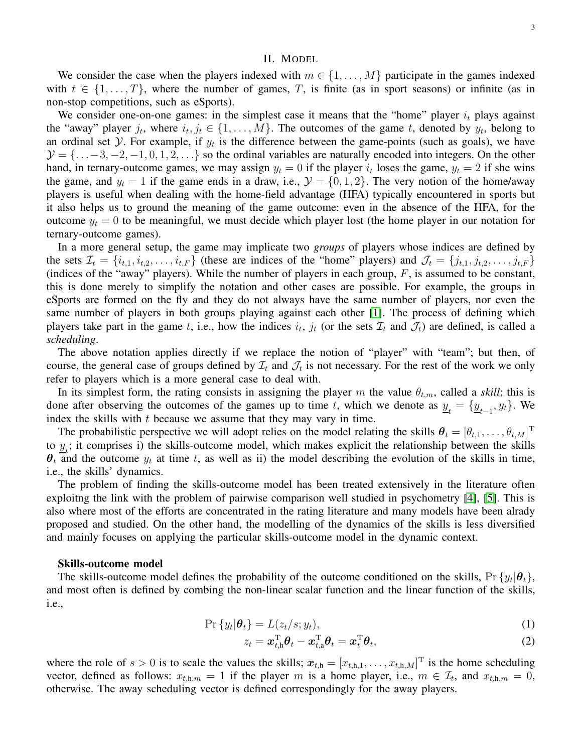## II. Model

We consider the case when the players indexed with $m \in \{1,\ldots,M\}$ participate in the games indexed with $t \in \{1,\ldots,T\}$, where the number of games, $T$, is finite (as in sport seasons) or infinite (as in non-stop competitions, such as eSports).

We consider one-on-one games: in the simplest case it means that the "home" player $i_t$ plays against the "away" player $j_t$, where $i_t, j_t \in \{1,\ldots,M\}$. The outcomes of the game $t$, denoted by $y_t$, belong to an ordinal set $\mathcal{Y}$. For example, if $y_t$ is the difference between the game-points (such as goals), we have $\mathcal{Y} = \{\ldots -3,-2,-1,0,1,2,\ldots\}$ so the ordinal variables are naturally encoded into integers. On the other hand, in ternary-outcome games, we may assign $y_t = 0$ if the player $i_t$ loses the game, $y_t = 2$ if she wins the game, and $y_t = 1$ if the game ends in a draw, i.e., $\mathcal{Y} = \{0,1,2\}$. The very notion of the home/away players is useful when dealing with the home-field advantage (HFA) typically encountered in sports but it also helps us to ground the meaning of the game outcome: even in the absence of the HFA, for the outcome $y_t = 0$ to be meaningful, we must decide which player lost (the home player in our notation for ternary-outcome games).

In a more general setup, the game may implicate two *groups* of players whose indices are defined by the sets $\mathcal{I}_t = \{i_{t,1}, i_{t,2}, \ldots, i_{t,F}\}$ (these are indices of the "home" players) and $\mathcal{J}_t = \{j_{t,1}, j_{t,2}, \ldots, j_{t,F}\}$ (indices of the "away" players). While the number of players in each group, $F$, is assumed to be constant, this is done merely to simplify the notation and other cases are possible. For example, the groups in eSports are formed on the fly and they do not always have the same number of players, nor even the same number of players in both groups playing against each other [1]. The process of defining which players take part in the game $t$, i.e., how the indices $i_t$, $j_t$ (or the sets $\mathcal{I}_t$ and $\mathcal{J}_t$) are defined, is called a *scheduling*.

The above notation applies directly if we replace the notion of "player" with "team"; but then, of course, the general case of groups defined by $\mathcal{I}_t$ and $\mathcal{J}_t$ is not necessary. For the rest of the work we only refer to players which is a more general case to deal with.

In its simplest form, the rating consists in assigning the player $m$ the value $\theta_{t,m}$, called a *skill*; this is done after observing the outcomes of the games up to time $t$, which we denote as $\underline{y}_t = \{\underline{y}_{t-1}, y_t\}$. We index the skills with $t$ because we assume that they may vary in time.

The probabilistic perspective we will adopt relies on the model relating the skills $\boldsymbol{\theta}_t = [\theta_{t,1},\ldots,\theta_{t,M}]^{\mathrm{T}}$ to $\underline{y}_t$; it comprises i) the skills-outcome model, which makes explicit the relationship between the skills $\boldsymbol{\theta}_t$ and the outcome $y_t$ at time $t$, as well as ii) the model describing the evolution of the skills in time, i.e., the skills' dynamics.

The problem of finding the skills-outcome model has been treated extensively in the literature often exploitng the link with the problem of pairwise comparison well studied in psychometry [4], [5]. This is also where most of the efforts are concentrated in the rating literature and many models have been alrady proposed and studied. On the other hand, the modelling of the dynamics of the skills is less diversified and mainly focuses on applying the particular skills-outcome model in the dynamic context.

**Skills-outcome model**

The skills-outcome model defines the probability of the outcome conditioned on the skills, $\Pr\{y_t|\boldsymbol{\theta}_t\}$, and most often is defined by combing the non-linear scalar function and the linear function of the skills, i.e.,

$$\Pr\{y_t|\boldsymbol{\theta}_t\} = L(z_t/s; y_t), \tag{1}$$

$$z_t = \boldsymbol{x}_{t,\mathrm{h}}^{\mathrm{T}}\boldsymbol{\theta}_t - \boldsymbol{x}_{t,\mathrm{a}}^{\mathrm{T}}\boldsymbol{\theta}_t = \boldsymbol{x}_t^{\mathrm{T}}\boldsymbol{\theta}_t, \tag{2}$$

where the role of $s > 0$ is to scale the values the skills; $\boldsymbol{x}_{t,\mathrm{h}} = [x_{t,\mathrm{h},1},\ldots,x_{t,\mathrm{h},M}]^{\mathrm{T}}$ is the home scheduling vector, defined as follows: $x_{t,\mathrm{h},m} = 1$ if the player $m$ is a home player, i.e., $m \in \mathcal{I}_t$, and $x_{t,\mathrm{h},m} = 0$, otherwise. The away scheduling vector is defined correspondingly for the away players.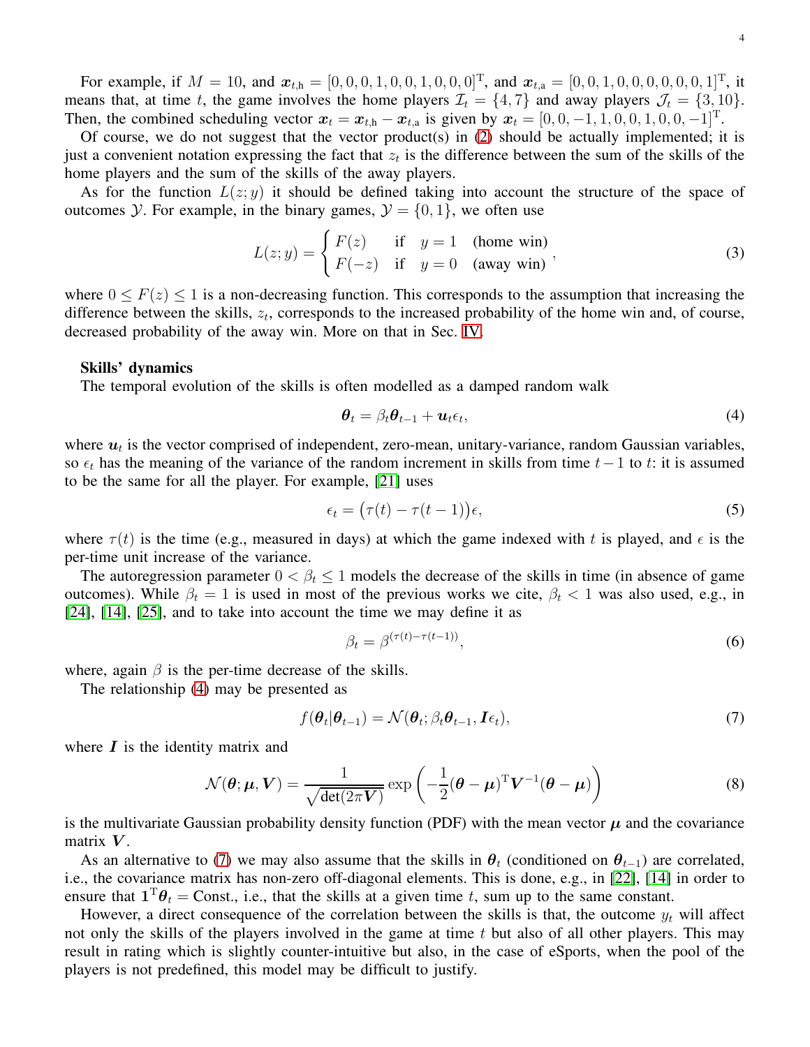For example, if $M = 10$, and $\boldsymbol{x}_{t,\text{h}} = [0, 0, 0, 1, 0, 0, 1, 0, 0, 0]^{\text{T}}$, and $\boldsymbol{x}_{t,\text{a}} = [0, 0, 1, 0, 0, 0, 0, 0, 0, 1]^{\text{T}}$, it means that, at time $t$, the game involves the home players $\mathcal{I}_t = \{4, 7\}$ and away players $\mathcal{J}_t = \{3, 10\}$. Then, the combined scheduling vector $\boldsymbol{x}_t = \boldsymbol{x}_{t,\text{h}} - \boldsymbol{x}_{t,\text{a}}$ is given by $\boldsymbol{x}_t = [0, 0, -1, 1, 0, 0, 1, 0, 0, -1]^{\text{T}}$.

Of course, we do not suggest that the vector product(s) in (2) should be actually implemented; it is just a convenient notation expressing the fact that $z_t$ is the difference between the sum of the skills of the home players and the sum of the skills of the away players.

As for the function $L(z; y)$ it should be defined taking into account the structure of the space of outcomes $\mathcal{Y}$. For example, in the binary games, $\mathcal{Y} = \{0, 1\}$, we often use

$$L(z; y) = \begin{cases} F(z) & \text{if} \quad y = 1 \quad \text{(home win)} \\ F(-z) & \text{if} \quad y = 0 \quad \text{(away win)} \end{cases}, \tag{3}$$

where $0 \leq F(z) \leq 1$ is a non-decreasing function. This corresponds to the assumption that increasing the difference between the skills, $z_t$, corresponds to the increased probability of the home win and, of course, decreased probability of the away win. More on that in Sec. IV.

**Skills' dynamics**

The temporal evolution of the skills is often modelled as a damped random walk

$$\boldsymbol{\theta}_t = \beta_t \boldsymbol{\theta}_{t-1} + \boldsymbol{u}_t \epsilon_t, \tag{4}$$

where $\boldsymbol{u}_t$ is the vector comprised of independent, zero-mean, unitary-variance, random Gaussian variables, so $\epsilon_t$ has the meaning of the variance of the random increment in skills from time $t-1$ to $t$: it is assumed to be the same for all the player. For example, [21] uses

$$\epsilon_t = \big(\tau(t) - \tau(t-1)\big)\epsilon, \tag{5}$$

where $\tau(t)$ is the time (e.g., measured in days) at which the game indexed with $t$ is played, and $\epsilon$ is the per-time unit increase of the variance.

The autoregression parameter $0 < \beta_t \leq 1$ models the decrease of the skills in time (in absence of game outcomes). While $\beta_t = 1$ is used in most of the previous works we cite, $\beta_t < 1$ was also used, e.g., in [24], [14], [25], and to take into account the time we may define it as

$$\beta_t = \beta^{(\tau(t) - \tau(t-1))}, \tag{6}$$

where, again $\beta$ is the per-time decrease of the skills.

The relationship (4) may be presented as

$$f(\boldsymbol{\theta}_t | \boldsymbol{\theta}_{t-1}) = \mathcal{N}(\boldsymbol{\theta}_t; \beta_t \boldsymbol{\theta}_{t-1}, \boldsymbol{I}\epsilon_t), \tag{7}$$

where $\boldsymbol{I}$ is the identity matrix and

$$\mathcal{N}(\boldsymbol{\theta}; \boldsymbol{\mu}, \boldsymbol{V}) = \frac{1}{\sqrt{\det(2\pi \boldsymbol{V})}} \exp\left(-\frac{1}{2}(\boldsymbol{\theta} - \boldsymbol{\mu})^{\text{T}} \boldsymbol{V}^{-1} (\boldsymbol{\theta} - \boldsymbol{\mu})\right) \tag{8}$$

is the multivariate Gaussian probability density function (PDF) with the mean vector $\boldsymbol{\mu}$ and the covariance matrix $\boldsymbol{V}$.

As an alternative to (7) we may also assume that the skills in $\boldsymbol{\theta}_t$ (conditioned on $\boldsymbol{\theta}_{t-1}$) are correlated, i.e., the covariance matrix has non-zero off-diagonal elements. This is done, e.g., in [22], [14] in order to ensure that $\boldsymbol{1}^{\text{T}} \boldsymbol{\theta}_t = \text{Const.}$, i.e., that the skills at a given time $t$, sum up to the same constant.

However, a direct consequence of the correlation between the skills is that, the outcome $y_t$ will affect not only the skills of the players involved in the game at time $t$ but also of all other players. This may result in rating which is slightly counter-intuitive but also, in the case of eSports, when the pool of the players is not predefined, this model may be difficult to justify.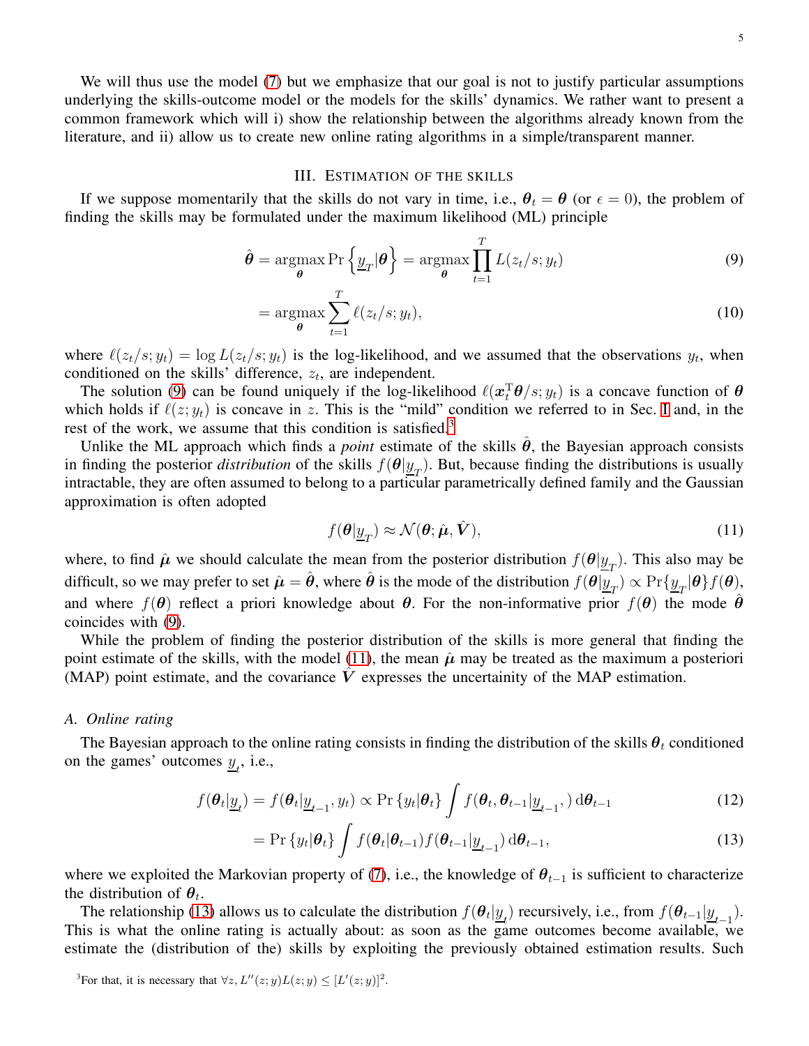We will thus use the model (7) but we emphasize that our goal is not to justify particular assumptions underlying the skills-outcome model or the models for the skills' dynamics. We rather want to present a common framework which will i) show the relationship between the algorithms already known from the literature, and ii) allow us to create new online rating algorithms in a simple/transparent manner.

## III. Estimation of the skills

If we suppose momentarily that the skills do not vary in time, i.e., $\boldsymbol{\theta}_t = \boldsymbol{\theta}$ (or $\epsilon = 0$), the problem of finding the skills may be formulated under the maximum likelihood (ML) principle

$$\hat{\boldsymbol{\theta}} = \underset{\boldsymbol{\theta}}{\operatorname{argmax}} \Pr\left\{\underline{y}_T|\boldsymbol{\theta}\right\} = \underset{\boldsymbol{\theta}}{\operatorname{argmax}} \prod_{t=1}^{T} L(z_t/s; y_t) \tag{9}$$

$$= \underset{\boldsymbol{\theta}}{\operatorname{argmax}} \sum_{t=1}^{T} \ell(z_t/s; y_t), \tag{10}$$

where $\ell(z_t/s; y_t) = \log L(z_t/s; y_t)$ is the log-likelihood, and we assumed that the observations $y_t$, when conditioned on the skills' difference, $z_t$, are independent.

The solution (9) can be found uniquely if the log-likelihood $\ell(\boldsymbol{x}_t^{\mathrm{T}}\boldsymbol{\theta}/s; y_t)$ is a concave function of $\boldsymbol{\theta}$ which holds if $\ell(z; y_t)$ is concave in $z$. This is the "mild" condition we referred to in Sec. I and, in the rest of the work, we assume that this condition is satisfied.[3]

Unlike the ML approach which finds a *point* estimate of the skills $\hat{\boldsymbol{\theta}}$, the Bayesian approach consists in finding the posterior *distribution* of the skills $f(\boldsymbol{\theta}|\underline{y}_T)$. But, because finding the distributions is usually intractable, they are often assumed to belong to a particular parametrically defined family and the Gaussian approximation is often adopted

$$f(\boldsymbol{\theta}|\underline{y}_T) \approx \mathcal{N}(\boldsymbol{\theta}; \hat{\boldsymbol{\mu}}, \hat{\boldsymbol{V}}), \tag{11}$$

where, to find $\hat{\boldsymbol{\mu}}$ we should calculate the mean from the posterior distribution $f(\boldsymbol{\theta}|\underline{y}_T)$. This also may be difficult, so we may prefer to set $\hat{\boldsymbol{\mu}} = \hat{\boldsymbol{\theta}}$, where $\hat{\boldsymbol{\theta}}$ is the mode of the distribution $f(\boldsymbol{\theta}|\underline{y}_T) \propto \Pr\{\underline{y}_T|\boldsymbol{\theta}\} f(\boldsymbol{\theta})$, and where $f(\boldsymbol{\theta})$ reflect a priori knowledge about $\boldsymbol{\theta}$. For the non-informative prior $f(\boldsymbol{\theta})$ the mode $\hat{\boldsymbol{\theta}}$ coincides with (9).

While the problem of finding the posterior distribution of the skills is more general that finding the point estimate of the skills, with the model (11), the mean $\hat{\boldsymbol{\mu}}$ may be treated as the maximum a posteriori (MAP) point estimate, and the covariance $\hat{\boldsymbol{V}}$ expresses the uncertainity of the MAP estimation.

### A. Online rating

The Bayesian approach to the online rating consists in finding the distribution of the skills $\boldsymbol{\theta}_t$ conditioned on the games' outcomes $\underline{y}_t$, i.e.,

$$f(\boldsymbol{\theta}_t|\underline{y}_t) = f(\boldsymbol{\theta}_t|\underline{y}_{t-1}, y_t) \propto \Pr\left\{y_t|\boldsymbol{\theta}_t\right\} \int f(\boldsymbol{\theta}_t, \boldsymbol{\theta}_{t-1}|\underline{y}_{t-1},)\,\mathrm{d}\boldsymbol{\theta}_{t-1} \tag{12}$$

$$= \Pr\left\{y_t|\boldsymbol{\theta}_t\right\} \int f(\boldsymbol{\theta}_t|\boldsymbol{\theta}_{t-1}) f(\boldsymbol{\theta}_{t-1}|\underline{y}_{t-1})\,\mathrm{d}\boldsymbol{\theta}_{t-1}, \tag{13}$$

where we exploited the Markovian property of (7), i.e., the knowledge of $\boldsymbol{\theta}_{t-1}$ is sufficient to characterize the distribution of $\boldsymbol{\theta}_t$.

The relationship (13) allows us to calculate the distribution $f(\boldsymbol{\theta}_t|\underline{y}_t)$ recursively, i.e., from $f(\boldsymbol{\theta}_{t-1}|\underline{y}_{t-1})$. This is what the online rating is actually about: as soon as the game outcomes become available, we estimate the (distribution of the) skills by exploiting the previously obtained estimation results. Such

[3] For that, it is necessary that $\forall z, L''(z; y)L(z; y) \leq [L'(z; y)]^2$.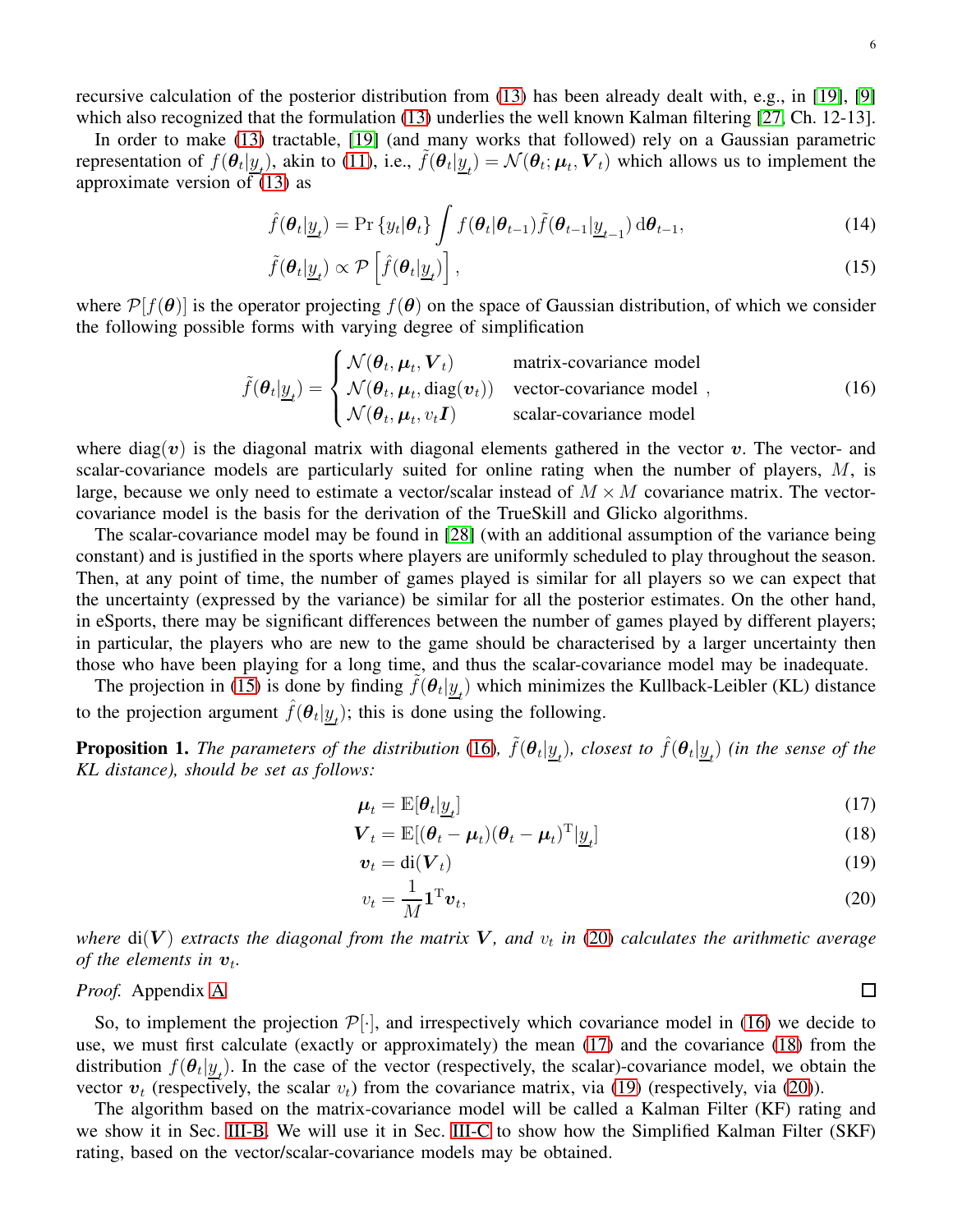recursive calculation of the posterior distribution from (13) has been already dealt with, e.g., in [19], [9] which also recognized that the formulation (13) underlies the well known Kalman filtering [27, Ch. 12-13].

In order to make (13) tractable, [19] (and many works that followed) rely on a Gaussian parametric representation of $f(\boldsymbol{\theta}_t|\underline{y}_t)$, akin to (11), i.e., $\tilde{f}(\boldsymbol{\theta}_t|\underline{y}_t) = \mathcal{N}(\boldsymbol{\theta}_t; \boldsymbol{\mu}_t, \boldsymbol{V}_t)$ which allows us to implement the approximate version of (13) as

$$\hat{f}(\boldsymbol{\theta}_t|\underline{y}_t) = \Pr\{y_t|\boldsymbol{\theta}_t\} \int f(\boldsymbol{\theta}_t|\boldsymbol{\theta}_{t-1})\tilde{f}(\boldsymbol{\theta}_{t-1}|\underline{y}_{t-1})\, \mathrm{d}\boldsymbol{\theta}_{t-1}, \tag{14}$$

$$\tilde{f}(\boldsymbol{\theta}_t|\underline{y}_t) \propto \mathcal{P}\left[\hat{f}(\boldsymbol{\theta}_t|\underline{y}_t)\right], \tag{15}$$

where $\mathcal{P}[f(\boldsymbol{\theta})]$ is the operator projecting $f(\boldsymbol{\theta})$ on the space of Gaussian distribution, of which we consider the following possible forms with varying degree of simplification

$$\tilde{f}(\boldsymbol{\theta}_t|\underline{y}_t) = \begin{cases} \mathcal{N}(\boldsymbol{\theta}_t, \boldsymbol{\mu}_t, \boldsymbol{V}_t) & \text{matrix-covariance model} \\ \mathcal{N}(\boldsymbol{\theta}_t, \boldsymbol{\mu}_t, \mathrm{diag}(\boldsymbol{v}_t)) & \text{vector-covariance model} \\ \mathcal{N}(\boldsymbol{\theta}_t, \boldsymbol{\mu}_t, v_t\boldsymbol{I}) & \text{scalar-covariance model} \end{cases}, \tag{16}$$

where $\mathrm{diag}(\boldsymbol{v})$ is the diagonal matrix with diagonal elements gathered in the vector $\boldsymbol{v}$. The vector- and scalar-covariance models are particularly suited for online rating when the number of players, $M$, is large, because we only need to estimate a vector/scalar instead of $M \times M$ covariance matrix. The vector-covariance model is the basis for the derivation of the TrueSkill and Glicko algorithms.

The scalar-covariance model may be found in [28] (with an additional assumption of the variance being constant) and is justified in the sports where players are uniformly scheduled to play throughout the season. Then, at any point of time, the number of games played is similar for all players so we can expect that the uncertainty (expressed by the variance) be similar for all the posterior estimates. On the other hand, in eSports, there may be significant differences between the number of games played by different players; in particular, the players who are new to the game should be characterised by a larger uncertainty then those who have been playing for a long time, and thus the scalar-covariance model may be inadequate.

The projection in (15) is done by finding $\tilde{f}(\boldsymbol{\theta}_t|\underline{y}_t)$ which minimizes the Kullback-Leibler (KL) distance to the projection argument $\hat{f}(\boldsymbol{\theta}_t|\underline{y}_t)$; this is done using the following.

**Proposition 1.** *The parameters of the distribution (16), $\tilde{f}(\boldsymbol{\theta}_t|\underline{y}_t)$, closest to $\hat{f}(\boldsymbol{\theta}_t|\underline{y}_t)$ (in the sense of the KL distance), should be set as follows:*

$$\boldsymbol{\mu}_t = \mathbb{E}[\boldsymbol{\theta}_t|\underline{y}_t] \tag{17}$$

$$\boldsymbol{V}_t = \mathbb{E}[(\boldsymbol{\theta}_t - \boldsymbol{\mu}_t)(\boldsymbol{\theta}_t - \boldsymbol{\mu}_t)^{\mathrm{T}}|\underline{y}_t] \tag{18}$$

$$\boldsymbol{v}_t = \mathrm{di}(\boldsymbol{V}_t) \tag{19}$$

$$v_t = \frac{1}{M}\boldsymbol{1}^{\mathrm{T}}\boldsymbol{v}_t, \tag{20}$$

*where $\mathrm{di}(\boldsymbol{V})$ extracts the diagonal from the matrix $\boldsymbol{V}$, and $v_t$ in (20) calculates the arithmetic average of the elements in $\boldsymbol{v}_t$.*

*Proof.* Appendix A ☐

So, to implement the projection $\mathcal{P}[\cdot]$, and irrespectively which covariance model in (16) we decide to use, we must first calculate (exactly or approximately) the mean (17) and the covariance (18) from the distribution $f(\boldsymbol{\theta}_t|\underline{y}_t)$. In the case of the vector (respectively, the scalar)-covariance model, we obtain the vector $\boldsymbol{v}_t$ (respectively, the scalar $v_t$) from the covariance matrix, via (19) (respectively, via (20)).

The algorithm based on the matrix-covariance model will be called a Kalman Filter (KF) rating and we show it in Sec. III-B. We will use it in Sec. III-C to show how the Simplified Kalman Filter (SKF) rating, based on the vector/scalar-covariance models may be obtained.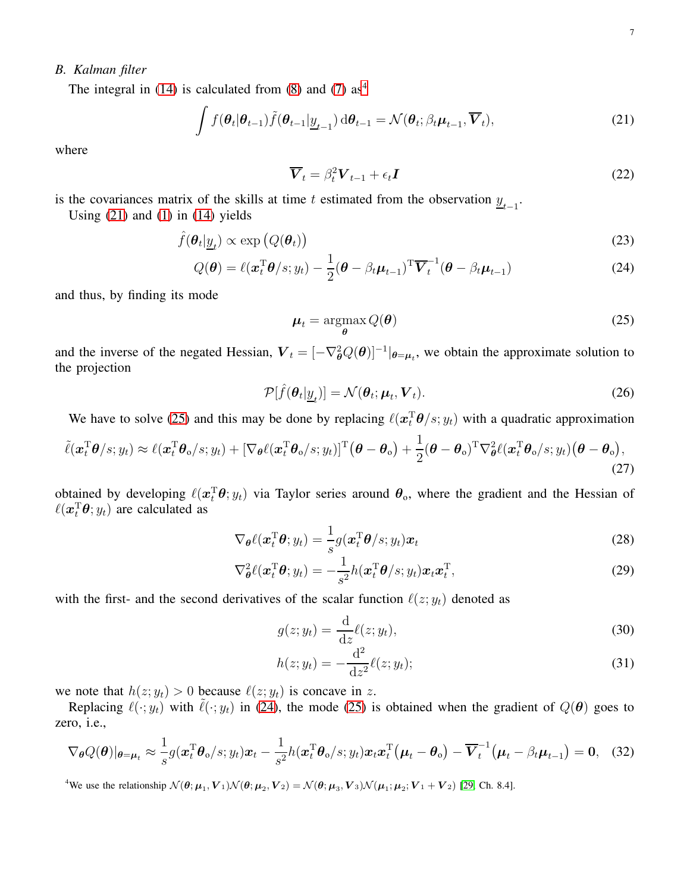### B. Kalman filter

The integral in (14) is calculated from (8) and (7) as[4]

$$\int f(\boldsymbol{\theta}_t|\boldsymbol{\theta}_{t-1})\tilde{f}(\boldsymbol{\theta}_{t-1}|\underline{y}_{t-1})\,\mathrm{d}\boldsymbol{\theta}_{t-1} = \mathcal{N}(\boldsymbol{\theta}_t;\beta_t\boldsymbol{\mu}_{t-1},\overline{\boldsymbol{V}}_t), \tag{21}$$

where

$$\overline{\boldsymbol{V}}_t = \beta_t^2\boldsymbol{V}_{t-1} + \epsilon_t\boldsymbol{I} \tag{22}$$

is the covariances matrix of the skills at time $t$ estimated from the observation $\underline{y}_{t-1}$.

Using (21) and (1) in (14) yields

$$\hat{f}(\boldsymbol{\theta}_t|\underline{y}_t) \propto \exp\big(Q(\boldsymbol{\theta}_t)\big) \tag{23}$$

$$Q(\boldsymbol{\theta}) = \ell(\boldsymbol{x}_t^{\mathrm{T}}\boldsymbol{\theta}/s;y_t) - \frac{1}{2}(\boldsymbol{\theta}-\beta_t\boldsymbol{\mu}_{t-1})^{\mathrm{T}}\overline{\boldsymbol{V}}_t^{-1}(\boldsymbol{\theta}-\beta_t\boldsymbol{\mu}_{t-1}) \tag{24}$$

and thus, by finding its mode

$$\boldsymbol{\mu}_t = \operatorname*{argmax}_{\boldsymbol{\theta}} Q(\boldsymbol{\theta}) \tag{25}$$

and the inverse of the negated Hessian, $\boldsymbol{V}_t = [-\nabla^2_{\boldsymbol{\theta}}Q(\boldsymbol{\theta})]^{-1}|_{\boldsymbol{\theta}=\boldsymbol{\mu}_t}$, we obtain the approximate solution to the projection

$$\mathcal{P}[\hat{f}(\boldsymbol{\theta}_t|\underline{y}_t)] = \mathcal{N}(\boldsymbol{\theta}_t;\boldsymbol{\mu}_t,\boldsymbol{V}_t). \tag{26}$$

We have to solve (25) and this may be done by replacing $\ell(\boldsymbol{x}_t^{\mathrm{T}}\boldsymbol{\theta}/s;y_t)$ with a quadratic approximation

$$\tilde{\ell}(\boldsymbol{x}_t^{\mathrm{T}}\boldsymbol{\theta}/s;y_t) \approx \ell(\boldsymbol{x}_t^{\mathrm{T}}\boldsymbol{\theta}_{\mathrm{o}}/s;y_t) + [\nabla_{\boldsymbol{\theta}}\ell(\boldsymbol{x}_t^{\mathrm{T}}\boldsymbol{\theta}_{\mathrm{o}}/s;y_t)]^{\mathrm{T}}\big(\boldsymbol{\theta}-\boldsymbol{\theta}_{\mathrm{o}}\big) + \frac{1}{2}(\boldsymbol{\theta}-\boldsymbol{\theta}_{\mathrm{o}})^{\mathrm{T}}\nabla^2_{\boldsymbol{\theta}}\ell(\boldsymbol{x}_t^{\mathrm{T}}\boldsymbol{\theta}_{\mathrm{o}}/s;y_t)\big(\boldsymbol{\theta}-\boldsymbol{\theta}_{\mathrm{o}}\big), \tag{27}$$

obtained by developing $\ell(\boldsymbol{x}_t^{\mathrm{T}}\boldsymbol{\theta};y_t)$ via Taylor series around $\boldsymbol{\theta}_{\mathrm{o}}$, where the gradient and the Hessian of $\ell(\boldsymbol{x}_t^{\mathrm{T}}\boldsymbol{\theta};y_t)$ are calculated as

$$\nabla_{\boldsymbol{\theta}}\ell(\boldsymbol{x}_t^{\mathrm{T}}\boldsymbol{\theta};y_t) = \frac{1}{s}g(\boldsymbol{x}_t^{\mathrm{T}}\boldsymbol{\theta}/s;y_t)\boldsymbol{x}_t \tag{28}$$

$$\nabla^2_{\boldsymbol{\theta}}\ell(\boldsymbol{x}_t^{\mathrm{T}}\boldsymbol{\theta};y_t) = -\frac{1}{s^2}h(\boldsymbol{x}_t^{\mathrm{T}}\boldsymbol{\theta}/s;y_t)\boldsymbol{x}_t\boldsymbol{x}_t^{\mathrm{T}}, \tag{29}$$

with the first- and the second derivatives of the scalar function $\ell(z;y_t)$ denoted as

$$g(z;y_t) = \frac{\mathrm{d}}{\mathrm{d}z}\ell(z;y_t), \tag{30}$$

$$h(z;y_t) = -\frac{\mathrm{d}^2}{\mathrm{d}z^2}\ell(z;y_t); \tag{31}$$

we note that $h(z;y_t) > 0$ because $\ell(z;y_t)$ is concave in $z$.

Replacing $\ell(\cdot;y_t)$ with $\tilde{\ell}(\cdot;y_t)$ in (24), the mode (25) is obtained when the gradient of $Q(\boldsymbol{\theta})$ goes to zero, i.e.,

$$\nabla_{\boldsymbol{\theta}}Q(\boldsymbol{\theta})|_{\boldsymbol{\theta}=\boldsymbol{\mu}_t} \approx \frac{1}{s}g(\boldsymbol{x}_t^{\mathrm{T}}\boldsymbol{\theta}_{\mathrm{o}}/s;y_t)\boldsymbol{x}_t - \frac{1}{s^2}h(\boldsymbol{x}_t^{\mathrm{T}}\boldsymbol{\theta}_{\mathrm{o}}/s;y_t)\boldsymbol{x}_t\boldsymbol{x}_t^{\mathrm{T}}\big(\boldsymbol{\mu}_t-\boldsymbol{\theta}_{\mathrm{o}}\big) - \overline{\boldsymbol{V}}_t^{-1}\big(\boldsymbol{\mu}_t-\beta_t\boldsymbol{\mu}_{t-1}\big) = \boldsymbol{0}, \tag{32}$$

[4] We use the relationship $\mathcal{N}(\boldsymbol{\theta};\boldsymbol{\mu}_1,\boldsymbol{V}_1)\mathcal{N}(\boldsymbol{\theta};\boldsymbol{\mu}_2,\boldsymbol{V}_2) = \mathcal{N}(\boldsymbol{\theta};\boldsymbol{\mu}_3,\boldsymbol{V}_3)\mathcal{N}(\boldsymbol{\mu}_1;\boldsymbol{\mu}_2;\boldsymbol{V}_1+\boldsymbol{V}_2)$ [29, Ch. 8.4].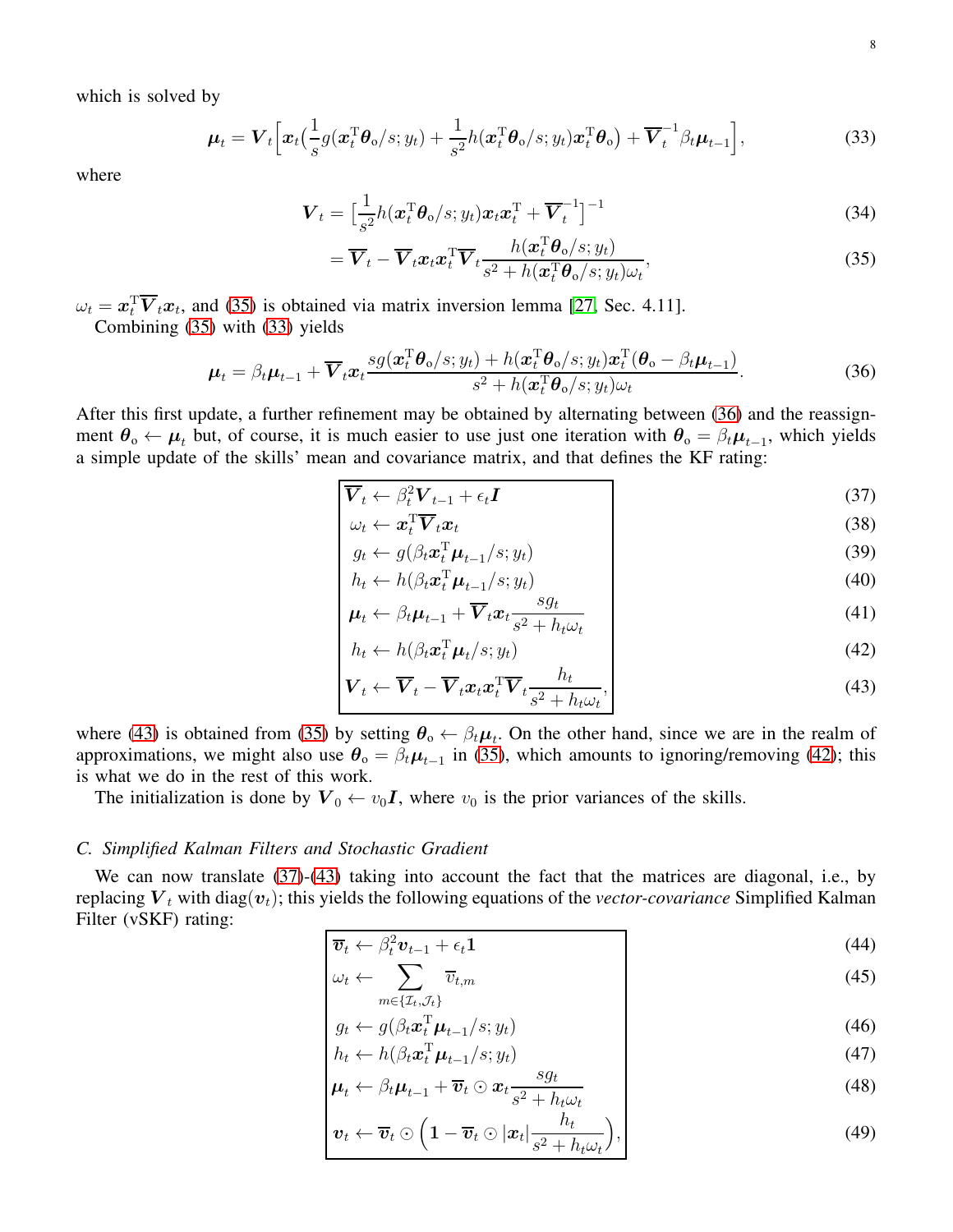which is solved by

$$\boldsymbol{\mu}_t = \boldsymbol{V}_t\Big[\boldsymbol{x}_t\big(\frac{1}{s}g(\boldsymbol{x}_t^{\mathrm{T}}\boldsymbol{\theta}_{\mathrm{o}}/s;y_t) + \frac{1}{s^2}h(\boldsymbol{x}_t^{\mathrm{T}}\boldsymbol{\theta}_{\mathrm{o}}/s;y_t)\boldsymbol{x}_t^{\mathrm{T}}\boldsymbol{\theta}_{\mathrm{o}}\big) + \overline{\boldsymbol{V}}_t^{-1}\beta_t\boldsymbol{\mu}_{t-1}\Big], \tag{33}$$

where

$$\boldsymbol{V}_t = \big[\frac{1}{s^2}h(\boldsymbol{x}_t^{\mathrm{T}}\boldsymbol{\theta}_{\mathrm{o}}/s;y_t)\boldsymbol{x}_t\boldsymbol{x}_t^{\mathrm{T}} + \overline{\boldsymbol{V}}_t^{-1}\big]^{-1} \tag{34}$$

$$= \overline{\boldsymbol{V}}_t - \overline{\boldsymbol{V}}_t\boldsymbol{x}_t\boldsymbol{x}_t^{\mathrm{T}}\overline{\boldsymbol{V}}_t\frac{h(\boldsymbol{x}_t^{\mathrm{T}}\boldsymbol{\theta}_{\mathrm{o}}/s;y_t)}{s^2 + h(\boldsymbol{x}_t^{\mathrm{T}}\boldsymbol{\theta}_{\mathrm{o}}/s;y_t)\omega_t}, \tag{35}$$

$\omega_t = \boldsymbol{x}_t^{\mathrm{T}}\overline{\boldsymbol{V}}_t\boldsymbol{x}_t$, and (35) is obtained via matrix inversion lemma [27, Sec. 4.11].

Combining (35) with (33) yields

$$\boldsymbol{\mu}_t = \beta_t\boldsymbol{\mu}_{t-1} + \overline{\boldsymbol{V}}_t\boldsymbol{x}_t\frac{sg(\boldsymbol{x}_t^{\mathrm{T}}\boldsymbol{\theta}_{\mathrm{o}}/s;y_t) + h(\boldsymbol{x}_t^{\mathrm{T}}\boldsymbol{\theta}_{\mathrm{o}}/s;y_t)\boldsymbol{x}_t^{\mathrm{T}}(\boldsymbol{\theta}_{\mathrm{o}} - \beta_t\boldsymbol{\mu}_{t-1})}{s^2 + h(\boldsymbol{x}_t^{\mathrm{T}}\boldsymbol{\theta}_{\mathrm{o}}/s;y_t)\omega_t}. \tag{36}$$

After this first update, a further refinement may be obtained by alternating between (36) and the reassignment $\boldsymbol{\theta}_{\mathrm{o}} \leftarrow \boldsymbol{\mu}_t$ but, of course, it is much easier to use just one iteration with $\boldsymbol{\theta}_{\mathrm{o}} = \beta_t\boldsymbol{\mu}_{t-1}$, which yields a simple update of the skills' mean and covariance matrix, and that defines the KF rating:

$$\overline{\boldsymbol{V}}_t \leftarrow \beta_t^2\boldsymbol{V}_{t-1} + \epsilon_t\boldsymbol{I} \tag{37}$$

$$\omega_t \leftarrow \boldsymbol{x}_t^{\mathrm{T}}\overline{\boldsymbol{V}}_t\boldsymbol{x}_t \tag{38}$$

$$g_t \leftarrow g(\beta_t\boldsymbol{x}_t^{\mathrm{T}}\boldsymbol{\mu}_{t-1}/s;y_t) \tag{39}$$

$$h_t \leftarrow h(\beta_t\boldsymbol{x}_t^{\mathrm{T}}\boldsymbol{\mu}_{t-1}/s;y_t) \tag{40}$$

$$\boldsymbol{\mu}_t \leftarrow \beta_t\boldsymbol{\mu}_{t-1} + \overline{\boldsymbol{V}}_t\boldsymbol{x}_t\frac{sg_t}{s^2 + h_t\omega_t} \tag{41}$$

$$h_t \leftarrow h(\beta_t\boldsymbol{x}_t^{\mathrm{T}}\boldsymbol{\mu}_t/s;y_t) \tag{42}$$

$$\boldsymbol{V}_t \leftarrow \overline{\boldsymbol{V}}_t - \overline{\boldsymbol{V}}_t\boldsymbol{x}_t\boldsymbol{x}_t^{\mathrm{T}}\overline{\boldsymbol{V}}_t\frac{h_t}{s^2 + h_t\omega_t}, \tag{43}$$

where (43) is obtained from (35) by setting $\boldsymbol{\theta}_{\mathrm{o}} \leftarrow \beta_t\boldsymbol{\mu}_t$. On the other hand, since we are in the realm of approximations, we might also use $\boldsymbol{\theta}_{\mathrm{o}} = \beta_t\boldsymbol{\mu}_{t-1}$ in (35), which amounts to ignoring/removing (42); this is what we do in the rest of this work.

The initialization is done by $\boldsymbol{V}_0 \leftarrow v_0\boldsymbol{I}$, where $v_0$ is the prior variances of the skills.

### C. Simplified Kalman Filters and Stochastic Gradient

We can now translate (37)-(43) taking into account the fact that the matrices are diagonal, i.e., by replacing $\boldsymbol{V}_t$ with $\mathrm{diag}(\boldsymbol{v}_t)$; this yields the following equations of the *vector-covariance* Simplified Kalman Filter (vSKF) rating:

$$\overline{\boldsymbol{v}}_t \leftarrow \beta_t^2\boldsymbol{v}_{t-1} + \epsilon_t\boldsymbol{1} \tag{44}$$

$$\omega_t \leftarrow \sum_{m\in\{\mathcal{I}_t,\mathcal{J}_t\}}\overline{v}_{t,m} \tag{45}$$

$$g_t \leftarrow g(\beta_t\boldsymbol{x}_t^{\mathrm{T}}\boldsymbol{\mu}_{t-1}/s;y_t) \tag{46}$$

$$h_t \leftarrow h(\beta_t\boldsymbol{x}_t^{\mathrm{T}}\boldsymbol{\mu}_{t-1}/s;y_t) \tag{47}$$

$$\boldsymbol{\mu}_t \leftarrow \beta_t\boldsymbol{\mu}_{t-1} + \overline{\boldsymbol{v}}_t \odot \boldsymbol{x}_t\frac{sg_t}{s^2 + h_t\omega_t} \tag{48}$$

$$\boldsymbol{v}_t \leftarrow \overline{\boldsymbol{v}}_t \odot \Big(\boldsymbol{1} - \overline{\boldsymbol{v}}_t \odot |\boldsymbol{x}_t|\frac{h_t}{s^2 + h_t\omega_t}\Big), \tag{49}$$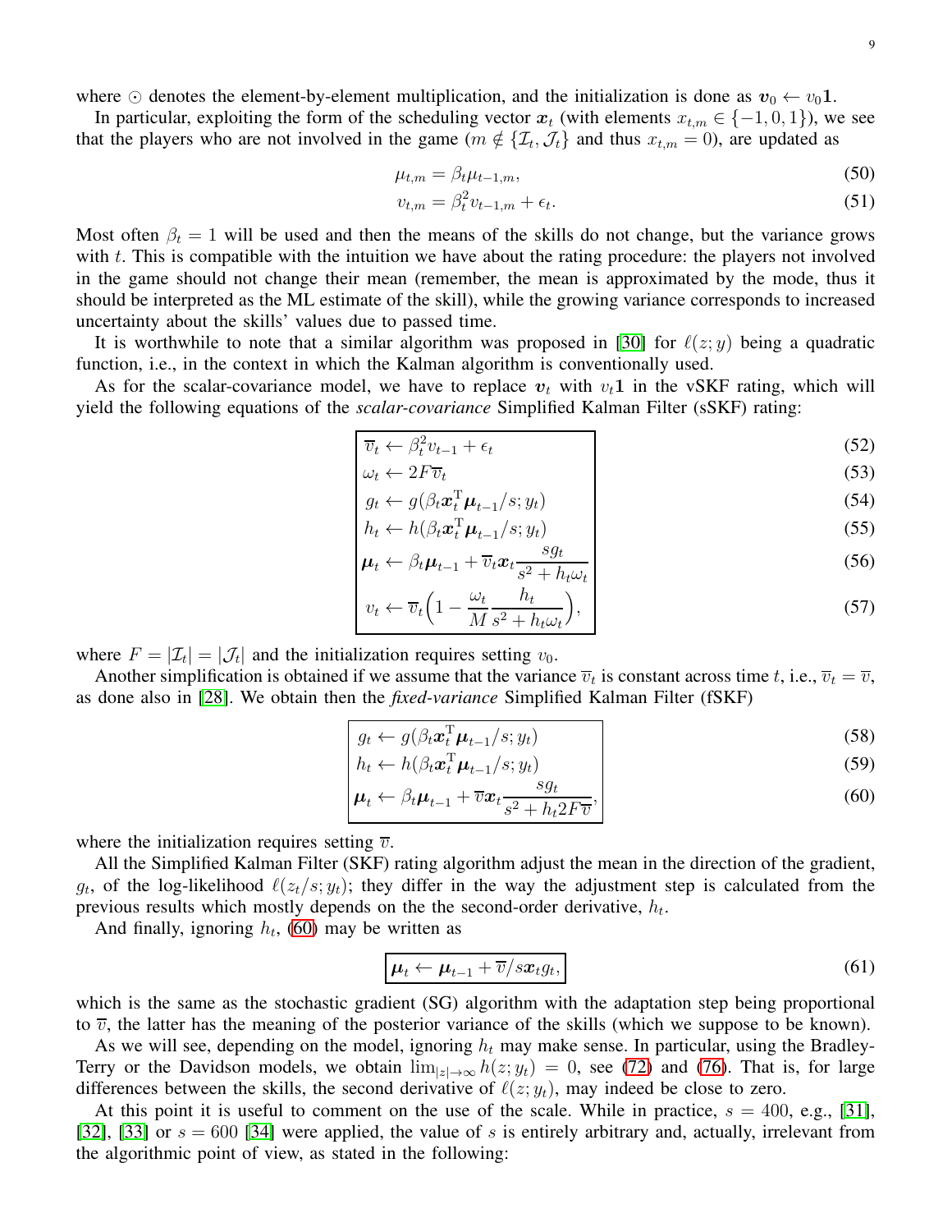where $\odot$ denotes the element-by-element multiplication, and the initialization is done as $\boldsymbol{v}_0 \leftarrow v_0 \mathbf{1}$.

In particular, exploiting the form of the scheduling vector $\boldsymbol{x}_t$ (with elements $x_{t,m} \in \{-1, 0, 1\}$), we see that the players who are not involved in the game ($m \notin \{\mathcal{I}_t, \mathcal{J}_t\}$ and thus $x_{t,m} = 0$), are updated as

$$\mu_{t,m} = \beta_t \mu_{t-1,m}, \tag{50}$$

$$v_{t,m} = \beta_t^2 v_{t-1,m} + \epsilon_t. \tag{51}$$

Most often $\beta_t = 1$ will be used and then the means of the skills do not change, but the variance grows with $t$. This is compatible with the intuition we have about the rating procedure: the players not involved in the game should not change their mean (remember, the mean is approximated by the mode, thus it should be interpreted as the ML estimate of the skill), while the growing variance corresponds to increased uncertainty about the skills' values due to passed time.

It is worthwhile to note that a similar algorithm was proposed in [30] for $\ell(z; y)$ being a quadratic function, i.e., in the context in which the Kalman algorithm is conventionally used.

As for the scalar-covariance model, we have to replace $\boldsymbol{v}_t$ with $v_t \mathbf{1}$ in the vSKF rating, which will yield the following equations of the *scalar-covariance* Simplified Kalman Filter (sSKF) rating:

$$\overline{v}_t \leftarrow \beta_t^2 v_{t-1} + \epsilon_t \tag{52}$$

$$\omega_t \leftarrow 2F\overline{v}_t \tag{53}$$

$$g_t \leftarrow g(\beta_t \boldsymbol{x}_t^{\mathrm{T}} \boldsymbol{\mu}_{t-1}/s; y_t) \tag{54}$$

$$h_t \leftarrow h(\beta_t \boldsymbol{x}_t^{\mathrm{T}} \boldsymbol{\mu}_{t-1}/s; y_t) \tag{55}$$

$$\boldsymbol{\mu}_t \leftarrow \beta_t \boldsymbol{\mu}_{t-1} + \overline{v}_t \boldsymbol{x}_t \frac{s g_t}{s^2 + h_t \omega_t} \tag{56}$$

$$v_t \leftarrow \overline{v}_t \Big(1 - \frac{\omega_t}{M} \frac{h_t}{s^2 + h_t \omega_t}\Big), \tag{57}$$

where $F = |\mathcal{I}_t| = |\mathcal{J}_t|$ and the initialization requires setting $v_0$.

Another simplification is obtained if we assume that the variance $\overline{v}_t$ is constant across time $t$, i.e., $\overline{v}_t = \overline{v}$, as done also in [28]. We obtain then the *fixed-variance* Simplified Kalman Filter (fSKF)

$$g_t \leftarrow g(\beta_t \boldsymbol{x}_t^{\mathrm{T}} \boldsymbol{\mu}_{t-1}/s; y_t) \tag{58}$$

$$h_t \leftarrow h(\beta_t \boldsymbol{x}_t^{\mathrm{T}} \boldsymbol{\mu}_{t-1}/s; y_t) \tag{59}$$

$$\boldsymbol{\mu}_t \leftarrow \beta_t \boldsymbol{\mu}_{t-1} + \overline{v} \boldsymbol{x}_t \frac{s g_t}{s^2 + h_t 2F\overline{v}}, \tag{60}$$

where the initialization requires setting $\overline{v}$.

All the Simplified Kalman Filter (SKF) rating algorithm adjust the mean in the direction of the gradient, $g_t$, of the log-likelihood $\ell(z_t/s; y_t)$; they differ in the way the adjustment step is calculated from the previous results which mostly depends on the the second-order derivative, $h_t$.

And finally, ignoring $h_t$, (60) may be written as

$$\boldsymbol{\mu}_t \leftarrow \boldsymbol{\mu}_{t-1} + \overline{v}/s \boldsymbol{x}_t g_t, \tag{61}$$

which is the same as the stochastic gradient (SG) algorithm with the adaptation step being proportional to $\overline{v}$, the latter has the meaning of the posterior variance of the skills (which we suppose to be known).

As we will see, depending on the model, ignoring $h_t$ may make sense. In particular, using the Bradley-Terry or the Davidson models, we obtain $\lim_{|z|\to\infty} h(z; y_t) = 0$, see (72) and (76). That is, for large differences between the skills, the second derivative of $\ell(z; y_t)$, may indeed be close to zero.

At this point it is useful to comment on the use of the scale. While in practice, $s = 400$, e.g., [31], [32], [33] or $s = 600$ [34] were applied, the value of $s$ is entirely arbitrary and, actually, irrelevant from the algorithmic point of view, as stated in the following: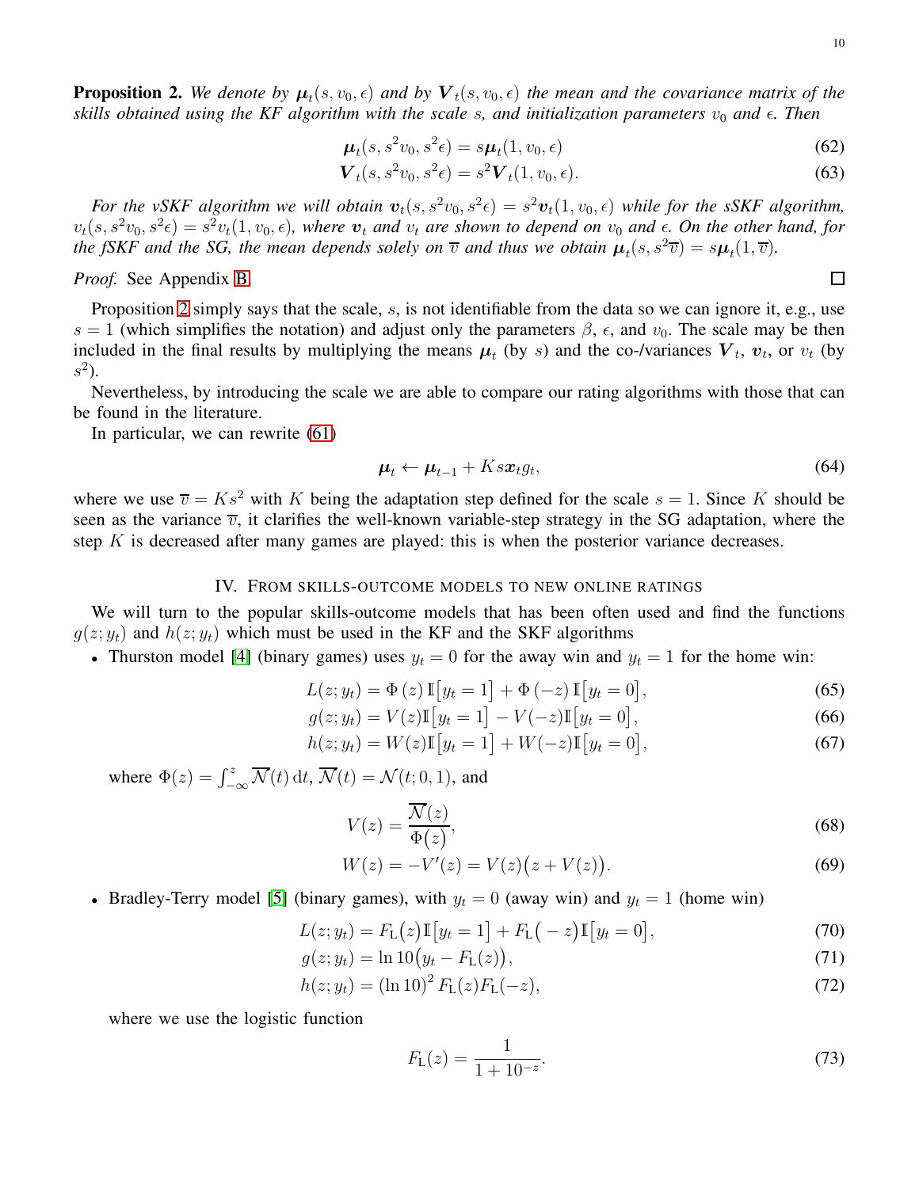**Proposition 2.** *We denote by $\boldsymbol{\mu}_t(s, v_0, \epsilon)$ and by $\boldsymbol{V}_t(s, v_0, \epsilon)$ the mean and the covariance matrix of the skills obtained using the KF algorithm with the scale $s$, and initialization parameters $v_0$ and $\epsilon$. Then*

$$\boldsymbol{\mu}_t(s, s^2 v_0, s^2 \epsilon) = s\boldsymbol{\mu}_t(1, v_0, \epsilon) \tag{62}$$

$$\boldsymbol{V}_t(s, s^2 v_0, s^2 \epsilon) = s^2 \boldsymbol{V}_t(1, v_0, \epsilon). \tag{63}$$

*For the vSKF algorithm we will obtain $\boldsymbol{v}_t(s, s^2 v_0, s^2\epsilon) = s^2 \boldsymbol{v}_t(1, v_0, \epsilon)$ while for the sSKF algorithm, $v_t(s, s^2 v_0, s^2\epsilon) = s^2 v_t(1, v_0, \epsilon)$, where $\boldsymbol{v}_t$ and $v_t$ are shown to depend on $v_0$ and $\epsilon$. On the other hand, for the fSKF and the SG, the mean depends solely on $\overline{v}$ and thus we obtain $\boldsymbol{\mu}_t(s, s^2\overline{v}) = s\boldsymbol{\mu}_t(1, \overline{v})$.*

*Proof.* See Appendix B. □

Proposition 2 simply says that the scale, $s$, is not identifiable from the data so we can ignore it, e.g., use $s = 1$ (which simplifies the notation) and adjust only the parameters $\beta$, $\epsilon$, and $v_0$. The scale may be then included in the final results by multiplying the means $\boldsymbol{\mu}_t$ (by $s$) and the co-/variances $\boldsymbol{V}_t$, $\boldsymbol{v}_t$, or $v_t$ (by $s^2$).

Nevertheless, by introducing the scale we are able to compare our rating algorithms with those that can be found in the literature.

In particular, we can rewrite (61)

$$\boldsymbol{\mu}_t \leftarrow \boldsymbol{\mu}_{t-1} + K s \boldsymbol{x}_t g_t, \tag{64}$$

where we use $\overline{v} = K s^2$ with $K$ being the adaptation step defined for the scale $s = 1$. Since $K$ should be seen as the variance $\overline{v}$, it clarifies the well-known variable-step strategy in the SG adaptation, where the step $K$ is decreased after many games are played: this is when the posterior variance decreases.

## IV. From skills-outcome models to new online ratings

We will turn to the popular skills-outcome models that has been often used and find the functions $g(z; y_t)$ and $h(z; y_t)$ which must be used in the KF and the SKF algorithms

- Thurston model [4] (binary games) uses $y_t = 0$ for the away win and $y_t = 1$ for the home win:

$$L(z; y_t) = \Phi(z)\,\mathbb{I}\big[y_t = 1\big] + \Phi(-z)\,\mathbb{I}\big[y_t = 0\big], \tag{65}$$

$$g(z; y_t) = V(z)\mathbb{I}\big[y_t = 1\big] - V(-z)\mathbb{I}\big[y_t = 0\big], \tag{66}$$

$$h(z; y_t) = W(z)\mathbb{I}\big[y_t = 1\big] + W(-z)\mathbb{I}\big[y_t = 0\big], \tag{67}$$

  where $\Phi(z) = \int_{-\infty}^{z} \overline{\mathcal{N}}(t)\,\mathrm{d}t$, $\overline{\mathcal{N}}(t) = \mathcal{N}(t; 0, 1)$, and

$$V(z) = \frac{\overline{\mathcal{N}}(z)}{\Phi\big(z\big)}, \tag{68}$$

$$W(z) = -V'(z) = V(z)\big(z + V(z)\big). \tag{69}$$

- Bradley-Terry model [5] (binary games), with $y_t = 0$ (away win) and $y_t = 1$ (home win)

$$L(z; y_t) = F_{\mathrm{L}}\big(z\big)\mathbb{I}\big[y_t = 1\big] + F_{\mathrm{L}}\big(-z\big)\mathbb{I}\big[y_t = 0\big], \tag{70}$$

$$g(z; y_t) = \ln 10\big(y_t - F_{\mathrm{L}}(z)\big), \tag{71}$$

$$h(z; y_t) = (\ln 10)^2\, F_{\mathrm{L}}(z) F_{\mathrm{L}}(-z), \tag{72}$$

  where we use the logistic function

$$F_{\mathrm{L}}(z) = \frac{1}{1 + 10^{-z}}. \tag{73}$$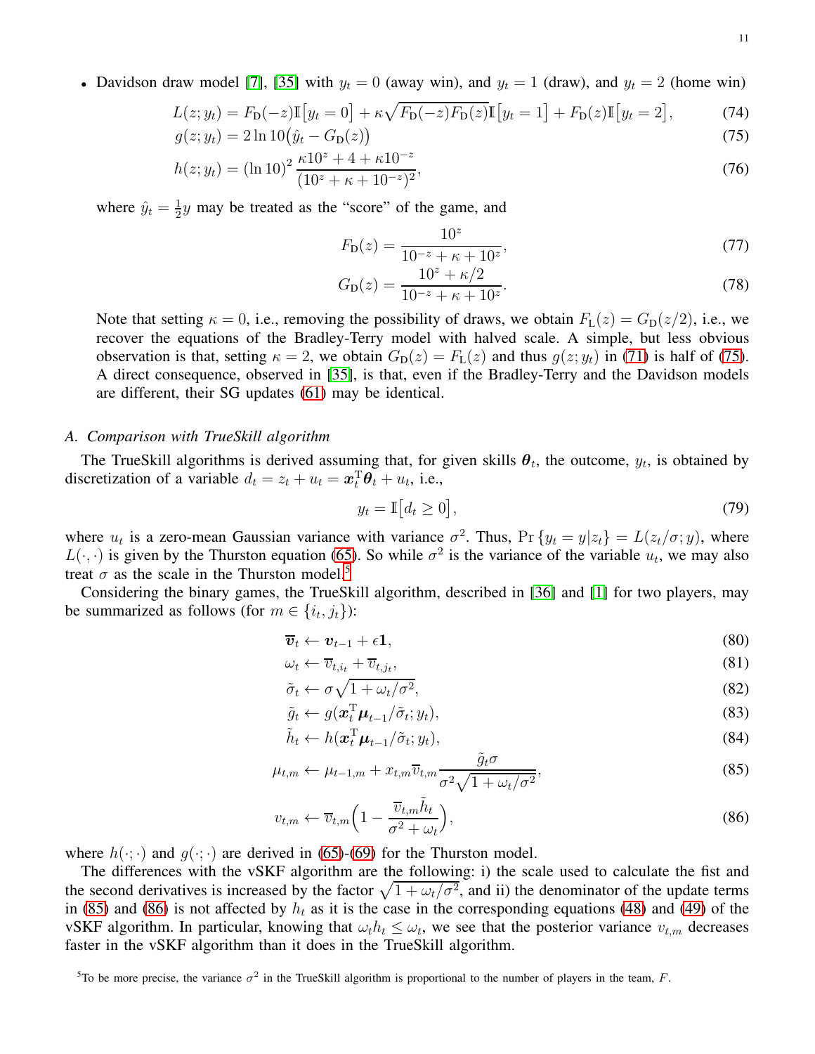- Davidson draw model [7], [35] with $y_t = 0$ (away win), and $y_t = 1$ (draw), and $y_t = 2$ (home win)

$$L(z; y_t) = F_{\rm D}(-z)\mathbb{I}\big[y_t = 0\big] + \kappa\sqrt{F_{\rm D}(-z)F_{\rm D}(z)}\mathbb{I}\big[y_t = 1\big] + F_{\rm D}(z)\mathbb{I}\big[y_t = 2\big], \tag{74}$$

$$g(z; y_t) = 2\ln 10\big(\hat{y}_t - G_{\rm D}(z)\big) \tag{75}$$

$$h(z; y_t) = (\ln 10)^2 \frac{\kappa 10^z + 4 + \kappa 10^{-z}}{(10^z + \kappa + 10^{-z})^2}, \tag{76}$$

where $\hat{y}_t = \frac{1}{2}y$ may be treated as the "score" of the game, and

$$F_{\rm D}(z) = \frac{10^z}{10^{-z} + \kappa + 10^z}, \tag{77}$$

$$G_{\rm D}(z) = \frac{10^z + \kappa/2}{10^{-z} + \kappa + 10^z}. \tag{78}$$

Note that setting $\kappa = 0$, i.e., removing the possibility of draws, we obtain $F_{\rm L}(z) = G_{\rm D}(z/2)$, i.e., we recover the equations of the Bradley-Terry model with halved scale. A simple, but less obvious observation is that, setting $\kappa = 2$, we obtain $G_{\rm D}(z) = F_{\rm L}(z)$ and thus $g(z; y_t)$ in (71) is half of (75). A direct consequence, observed in [35], is that, even if the Bradley-Terry and the Davidson models are different, their SG updates (61) may be identical.

### *A. Comparison with TrueSkill algorithm*

The TrueSkill algorithms is derived assuming that, for given skills $\boldsymbol{\theta}_t$, the outcome, $y_t$, is obtained by discretization of a variable $d_t = z_t + u_t = \boldsymbol{x}_t^{\rm T}\boldsymbol{\theta}_t + u_t$, i.e.,

$$y_t = \mathbb{I}\big[d_t \geq 0\big], \tag{79}$$

where $u_t$ is a zero-mean Gaussian variance with variance $\sigma^2$. Thus, $\Pr\{y_t = y|z_t\} = L(z_t/\sigma; y)$, where $L(\cdot,\cdot)$ is given by the Thurston equation (65). So while $\sigma^2$ is the variance of the variable $u_t$, we may also treat $\sigma$ as the scale in the Thurston model.[5]

Considering the binary games, the TrueSkill algorithm, described in [36] and [1] for two players, may be summarized as follows (for $m \in \{i_t, j_t\}$):

$$\overline{\boldsymbol{v}}_t \leftarrow \boldsymbol{v}_{t-1} + \epsilon\boldsymbol{1}, \tag{80}$$

$$\omega_t \leftarrow \overline{v}_{t,i_t} + \overline{v}_{t,j_t}, \tag{81}$$

$$\tilde{\sigma}_t \leftarrow \sigma\sqrt{1 + \omega_t/\sigma^2}, \tag{82}$$

$$\tilde{g}_t \leftarrow g(\boldsymbol{x}_t^{\rm T}\boldsymbol{\mu}_{t-1}/\tilde{\sigma}_t; y_t), \tag{83}$$

$$\tilde{h}_t \leftarrow h(\boldsymbol{x}_t^{\rm T}\boldsymbol{\mu}_{t-1}/\tilde{\sigma}_t; y_t), \tag{84}$$

$$\mu_{t,m} \leftarrow \mu_{t-1,m} + x_{t,m}\overline{v}_{t,m}\frac{\tilde{g}_t\sigma}{\sigma^2\sqrt{1 + \omega_t/\sigma^2}}, \tag{85}$$

$$v_{t,m} \leftarrow \overline{v}_{t,m}\Big(1 - \frac{\overline{v}_{t,m}\tilde{h}_t}{\sigma^2 + \omega_t}\Big), \tag{86}$$

where $h(\cdot;\cdot)$ and $g(\cdot;\cdot)$ are derived in (65)-(69) for the Thurston model.

The differences with the vSKF algorithm are the following: i) the scale used to calculate the fist and the second derivatives is increased by the factor $\sqrt{1 + \omega_t/\sigma^2}$, and ii) the denominator of the update terms in (85) and (86) is not affected by $h_t$ as it is the case in the corresponding equations (48) and (49) of the vSKF algorithm. In particular, knowing that $\omega_t h_t \leq \omega_t$, we see that the posterior variance $v_{t,m}$ decreases faster in the vSKF algorithm than it does in the TrueSkill algorithm.

[5] To be more precise, the variance $\sigma^2$ in the TrueSkill algorithm is proportional to the number of players in the team, $F$.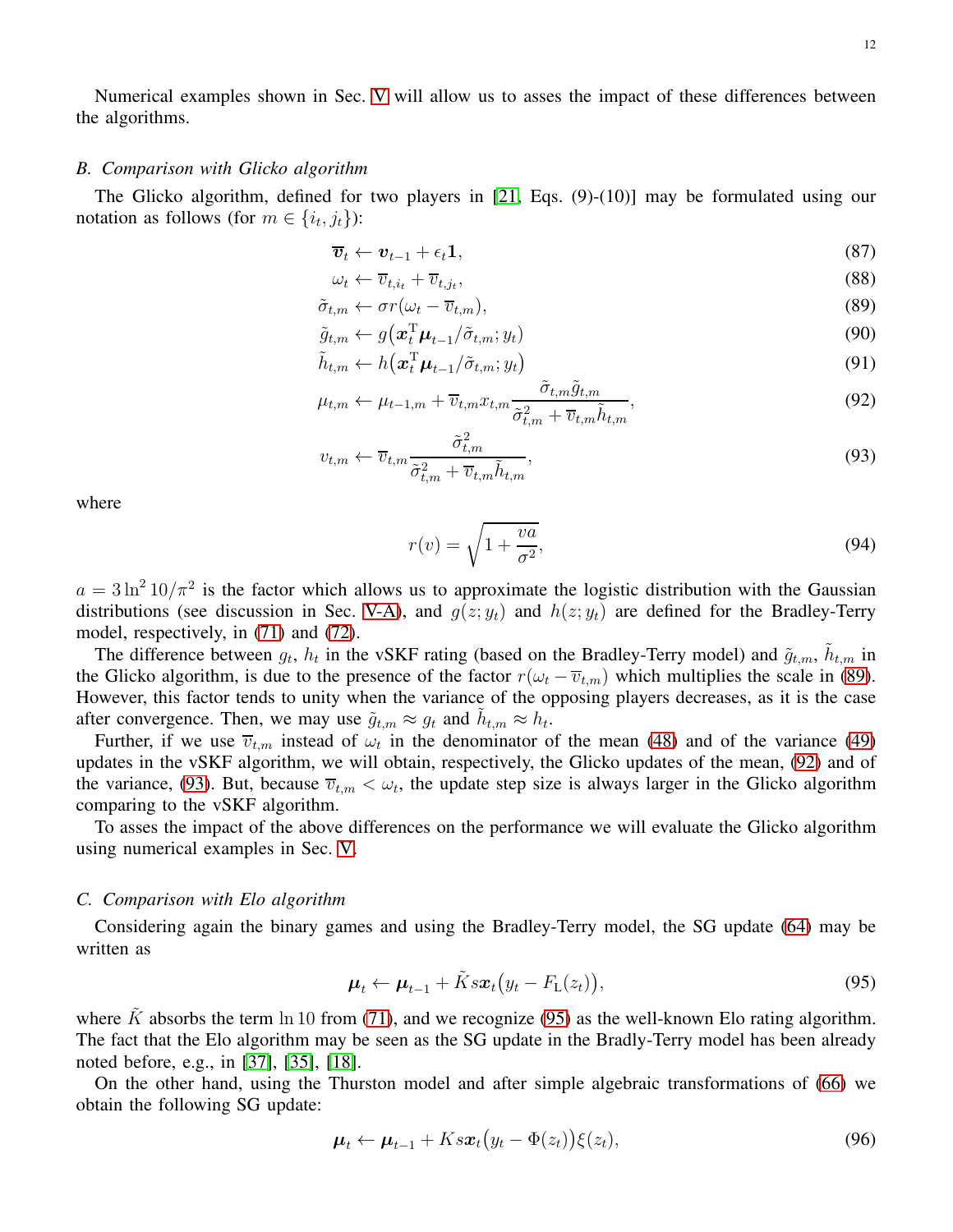Numerical examples shown in Sec. V will allow us to asses the impact of these differences between the algorithms.

### B. Comparison with Glicko algorithm

The Glicko algorithm, defined for two players in [21, Eqs. (9)-(10)] may be formulated using our notation as follows (for $m \in \{i_t, j_t\}$):

$$\overline{\boldsymbol{v}}_t \leftarrow \boldsymbol{v}_{t-1} + \epsilon_t \mathbf{1}, \tag{87}$$

$$\omega_t \leftarrow \overline{v}_{t,i_t} + \overline{v}_{t,j_t}, \tag{88}$$

$$\tilde{\sigma}_{t,m} \leftarrow \sigma r(\omega_t - \overline{v}_{t,m}), \tag{89}$$

$$\tilde{g}_{t,m} \leftarrow g\big(\boldsymbol{x}_t^{\mathrm{T}} \boldsymbol{\mu}_{t-1} / \tilde{\sigma}_{t,m}; y_t\big) \tag{90}$$

$$\tilde{h}_{t,m} \leftarrow h\big(\boldsymbol{x}_t^{\mathrm{T}} \boldsymbol{\mu}_{t-1} / \tilde{\sigma}_{t,m}; y_t\big) \tag{91}$$

$$\mu_{t,m} \leftarrow \mu_{t-1,m} + \overline{v}_{t,m} x_{t,m} \frac{\tilde{\sigma}_{t,m} \tilde{g}_{t,m}}{\tilde{\sigma}_{t,m}^2 + \overline{v}_{t,m} \tilde{h}_{t,m}}, \tag{92}$$

$$v_{t,m} \leftarrow \overline{v}_{t,m} \frac{\tilde{\sigma}_{t,m}^2}{\tilde{\sigma}_{t,m}^2 + \overline{v}_{t,m} \tilde{h}_{t,m}}, \tag{93}$$

where

$$r(v) = \sqrt{1 + \frac{va}{\sigma^2}}, \tag{94}$$

$a = 3 \ln^2 10 / \pi^2$ is the factor which allows us to approximate the logistic distribution with the Gaussian distributions (see discussion in Sec. V-A), and $g(z; y_t)$ and $h(z; y_t)$ are defined for the Bradley-Terry model, respectively, in (71) and (72).

The difference between $g_t$, $h_t$ in the vSKF rating (based on the Bradley-Terry model) and $\tilde{g}_{t,m}$, $\tilde{h}_{t,m}$ in the Glicko algorithm, is due to the presence of the factor $r(\omega_t - \overline{v}_{t,m})$ which multiplies the scale in (89). However, this factor tends to unity when the variance of the opposing players decreases, as it is the case after convergence. Then, we may use $\tilde{g}_{t,m} \approx g_t$ and $\tilde{h}_{t,m} \approx h_t$.

Further, if we use $\overline{v}_{t,m}$ instead of $\omega_t$ in the denominator of the mean (48) and of the variance (49) updates in the vSKF algorithm, we will obtain, respectively, the Glicko updates of the mean, (92) and of the variance, (93). But, because $\overline{v}_{t,m} < \omega_t$, the update step size is always larger in the Glicko algorithm comparing to the vSKF algorithm.

To asses the impact of the above differences on the performance we will evaluate the Glicko algorithm using numerical examples in Sec. V.

### C. Comparison with Elo algorithm

Considering again the binary games and using the Bradley-Terry model, the SG update (64) may be written as

$$\boldsymbol{\mu}_t \leftarrow \boldsymbol{\mu}_{t-1} + \tilde{K} s \boldsymbol{x}_t \big(y_t - F_{\mathrm{L}}(z_t)\big), \tag{95}$$

where $\tilde{K}$ absorbs the term $\ln 10$ from (71), and we recognize (95) as the well-known Elo rating algorithm. The fact that the Elo algorithm may be seen as the SG update in the Bradly-Terry model has been already noted before, e.g., in [37], [35], [18].

On the other hand, using the Thurston model and after simple algebraic transformations of (66) we obtain the following SG update:

$$\boldsymbol{\mu}_t \leftarrow \boldsymbol{\mu}_{t-1} + K s \boldsymbol{x}_t \big(y_t - \Phi(z_t)\big) \xi(z_t), \tag{96}$$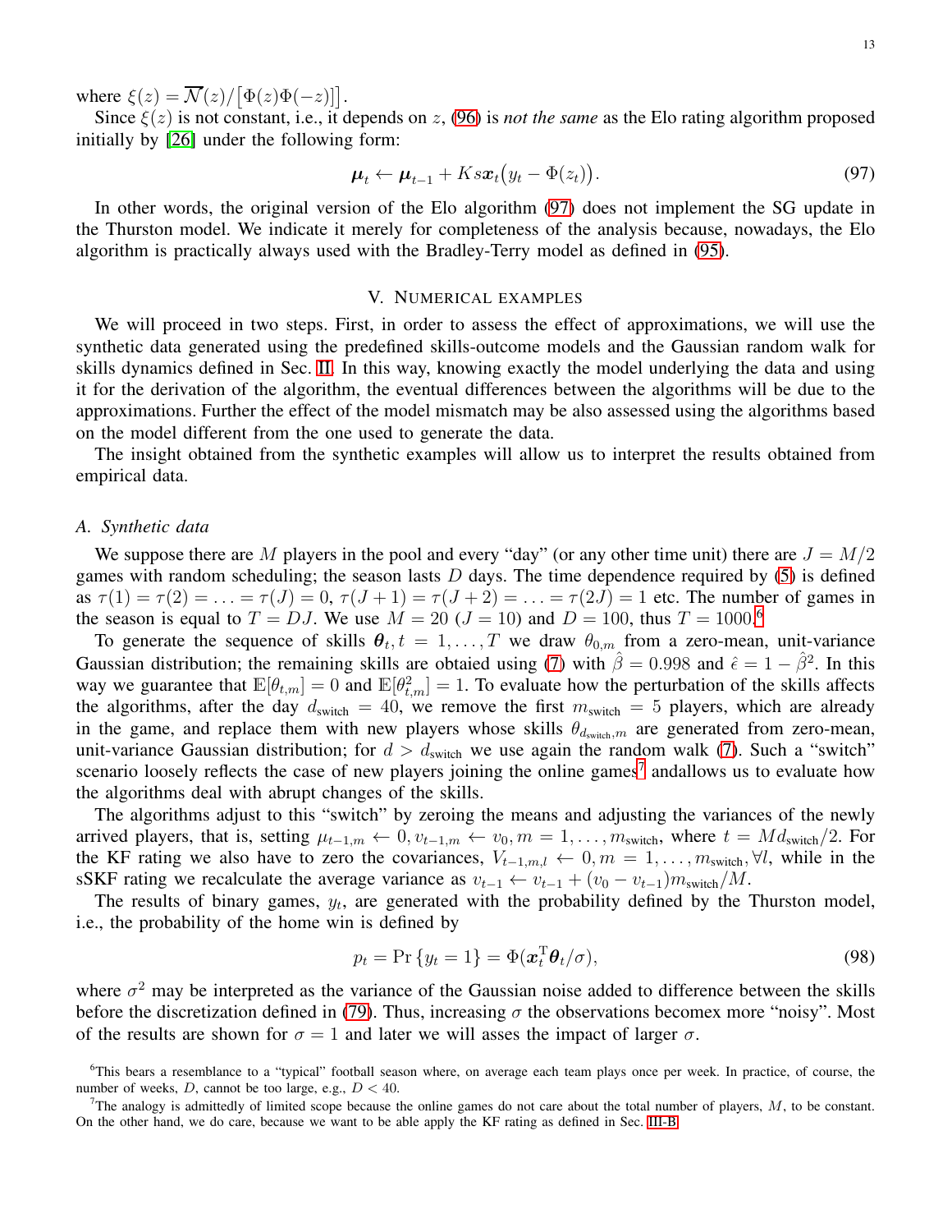where $\xi(z) = \overline{\mathcal{N}}(z)/\big[\Phi(z)\Phi(-z)\big]$.

Since $\xi(z)$ is not constant, i.e., it depends on $z$, (96) is *not the same* as the Elo rating algorithm proposed initially by [26] under the following form:

$$\boldsymbol{\mu}_t \leftarrow \boldsymbol{\mu}_{t-1} + Ks\boldsymbol{x}_t\big(y_t - \Phi(z_t)\big). \tag{97}$$

In other words, the original version of the Elo algorithm (97) does not implement the SG update in the Thurston model. We indicate it merely for completeness of the analysis because, nowadays, the Elo algorithm is practically always used with the Bradley-Terry model as defined in (95).

## V. Numerical examples

We will proceed in two steps. First, in order to assess the effect of approximations, we will use the synthetic data generated using the predefined skills-outcome models and the Gaussian random walk for skills dynamics defined in Sec. II. In this way, knowing exactly the model underlying the data and using it for the derivation of the algorithm, the eventual differences between the algorithms will be due to the approximations. Further the effect of the model mismatch may be also assessed using the algorithms based on the model different from the one used to generate the data.

The insight obtained from the synthetic examples will allow us to interpret the results obtained from empirical data.

### A. Synthetic data

We suppose there are $M$ players in the pool and every "day" (or any other time unit) there are $J = M/2$ games with random scheduling; the season lasts $D$ days. The time dependence required by (5) is defined as $\tau(1) = \tau(2) = \ldots = \tau(J) = 0$, $\tau(J+1) = \tau(J+2) = \ldots = \tau(2J) = 1$ etc. The number of games in the season is equal to $T = DJ$. We use $M = 20$ ($J = 10$) and $D = 100$, thus $T = 1000$.[6]

To generate the sequence of skills $\boldsymbol{\theta}_t, t = 1, \ldots, T$ we draw $\theta_{0,m}$ from a zero-mean, unit-variance Gaussian distribution; the remaining skills are obtaied using (7) with $\hat{\beta} = 0.998$ and $\hat{\epsilon} = 1 - \hat{\beta}^2$. In this way we guarantee that $\mathbb{E}[\theta_{t,m}] = 0$ and $\mathbb{E}[\theta_{t,m}^2] = 1$. To evaluate how the perturbation of the skills affects the algorithms, after the day $d_{\text{switch}} = 40$, we remove the first $m_{\text{switch}} = 5$ players, which are already in the game, and replace them with new players whose skills $\theta_{d_{\text{switch}},m}$ are generated from zero-mean, unit-variance Gaussian distribution; for $d > d_{\text{switch}}$ we use again the random walk (7). Such a "switch" scenario loosely reflects the case of new players joining the online games[7] andallows us to evaluate how the algorithms deal with abrupt changes of the skills.

The algorithms adjust to this "switch" by zeroing the means and adjusting the variances of the newly arrived players, that is, setting $\mu_{t-1,m} \leftarrow 0, v_{t-1,m} \leftarrow v_0, m = 1, \ldots, m_{\text{switch}}$, where $t = Md_{\text{switch}}/2$. For the KF rating we also have to zero the covariances, $V_{t-1,m,l} \leftarrow 0, m = 1, \ldots, m_{\text{switch}}, \forall l$, while in the sSKF rating we recalculate the average variance as $v_{t-1} \leftarrow v_{t-1} + (v_0 - v_{t-1})m_{\text{switch}}/M$.

The results of binary games, $y_t$, are generated with the probability defined by the Thurston model, i.e., the probability of the home win is defined by

$$p_t = \Pr\{y_t = 1\} = \Phi(\boldsymbol{x}_t^{\mathrm{T}}\boldsymbol{\theta}_t/\sigma), \tag{98}$$

where $\sigma^2$ may be interpreted as the variance of the Gaussian noise added to difference between the skills before the discretization defined in (79). Thus, increasing $\sigma$ the observations becomex more "noisy". Most of the results are shown for $\sigma = 1$ and later we will asses the impact of larger $\sigma$.

[6] This bears a resemblance to a "typical" football season where, on average each team plays once per week. In practice, of course, the number of weeks, $D$, cannot be too large, e.g., $D < 40$.

[7] The analogy is admittedly of limited scope because the online games do not care about the total number of players, $M$, to be constant. On the other hand, we do care, because we want to be able apply the KF rating as defined in Sec. III-B.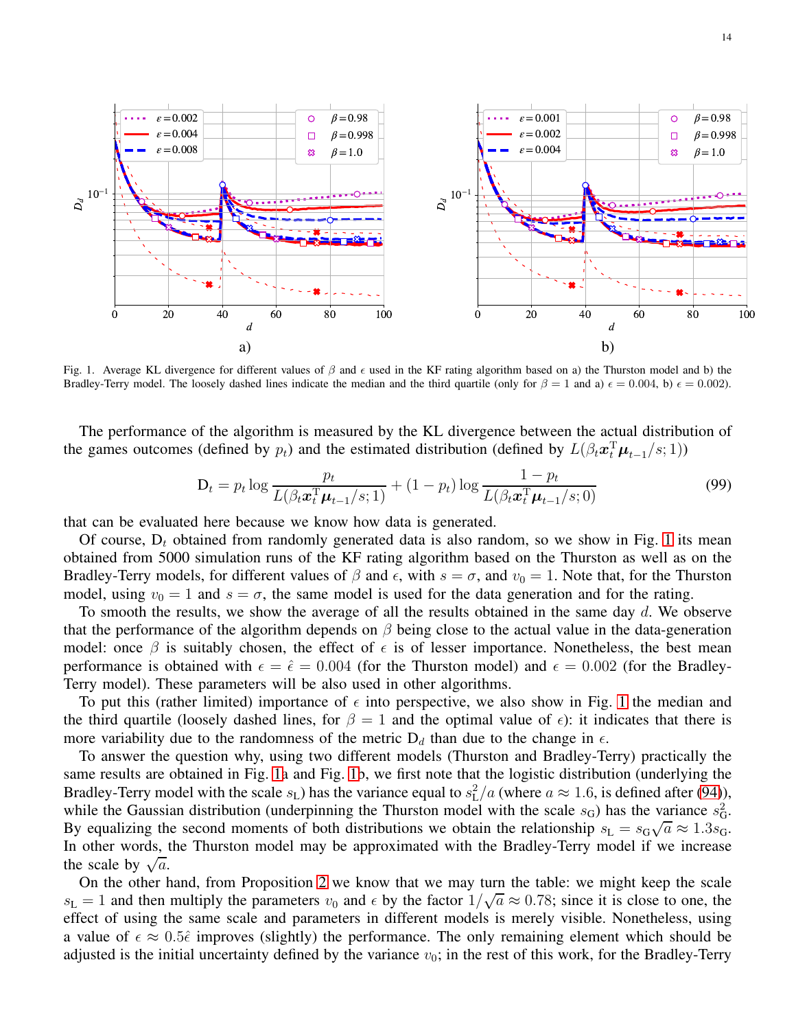Fig. 1. Average KL divergence for different values of $\beta$ and $\epsilon$ used in the KF rating algorithm based on a) the Thurston model and b) the Bradley-Terry model. The loosely dashed lines indicate the median and the third quartile (only for $\beta = 1$ and a) $\epsilon = 0.004$, b) $\epsilon = 0.002$).

The performance of the algorithm is measured by the KL divergence between the actual distribution of the games outcomes (defined by $p_t$) and the estimated distribution (defined by $L(\beta_t \boldsymbol{x}_t^{\mathrm{T}} \boldsymbol{\mu}_{t-1}/s; 1)$)

$$\mathrm{D}_t = p_t \log \frac{p_t}{L(\beta_t \boldsymbol{x}_t^{\mathrm{T}} \boldsymbol{\mu}_{t-1}/s; 1)} + (1 - p_t) \log \frac{1 - p_t}{L(\beta_t \boldsymbol{x}_t^{\mathrm{T}} \boldsymbol{\mu}_{t-1}/s; 0)} \tag{99}$$

that can be evaluated here because we know how data is generated.

Of course, $\mathrm{D}_t$ obtained from randomly generated data is also random, so we show in Fig. 1 its mean obtained from 5000 simulation runs of the KF rating algorithm based on the Thurston as well as on the Bradley-Terry models, for different values of $\beta$ and $\epsilon$, with $s = \sigma$, and $v_0 = 1$. Note that, for the Thurston model, using $v_0 = 1$ and $s = \sigma$, the same model is used for the data generation and for the rating.

To smooth the results, we show the average of all the results obtained in the same day $d$. We observe that the performance of the algorithm depends on $\beta$ being close to the actual value in the data-generation model: once $\beta$ is suitably chosen, the effect of $\epsilon$ is of lesser importance. Nonetheless, the best mean performance is obtained with $\epsilon = \hat{\epsilon} = 0.004$ (for the Thurston model) and $\epsilon = 0.002$ (for the Bradley-Terry model). These parameters will be also used in other algorithms.

To put this (rather limited) importance of $\epsilon$ into perspective, we also show in Fig. 1 the median and the third quartile (loosely dashed lines, for $\beta = 1$ and the optimal value of $\epsilon$): it indicates that there is more variability due to the randomness of the metric $\mathrm{D}_d$ than due to the change in $\epsilon$.

To answer the question why, using two different models (Thurston and Bradley-Terry) practically the same results are obtained in Fig. 1a and Fig. 1b, we first note that the logistic distribution (underlying the Bradley-Terry model with the scale $s_{\mathrm{L}}$) has the variance equal to $s_{\mathrm{L}}^2/a$ (where $a \approx 1.6$, is defined after (94)), while the Gaussian distribution (underpinning the Thurston model with the scale $s_{\mathrm{G}}$) has the variance $s_{\mathrm{G}}^2$. By equalizing the second moments of both distributions we obtain the relationship $s_{\mathrm{L}} = s_{\mathrm{G}}\sqrt{a} \approx 1.3 s_{\mathrm{G}}$. In other words, the Thurston model may be approximated with the Bradley-Terry model if we increase the scale by $\sqrt{a}$.

On the other hand, from Proposition 2 we know that we may turn the table: we might keep the scale $s_{\mathrm{L}} = 1$ and then multiply the parameters $v_0$ and $\epsilon$ by the factor $1/\sqrt{a} \approx 0.78$; since it is close to one, the effect of using the same scale and parameters in different models is merely visible. Nonetheless, using a value of $\epsilon \approx 0.5\hat{\epsilon}$ improves (slightly) the performance. The only remaining element which should be adjusted is the initial uncertainty defined by the variance $v_0$; in the rest of this work, for the Bradley-Terry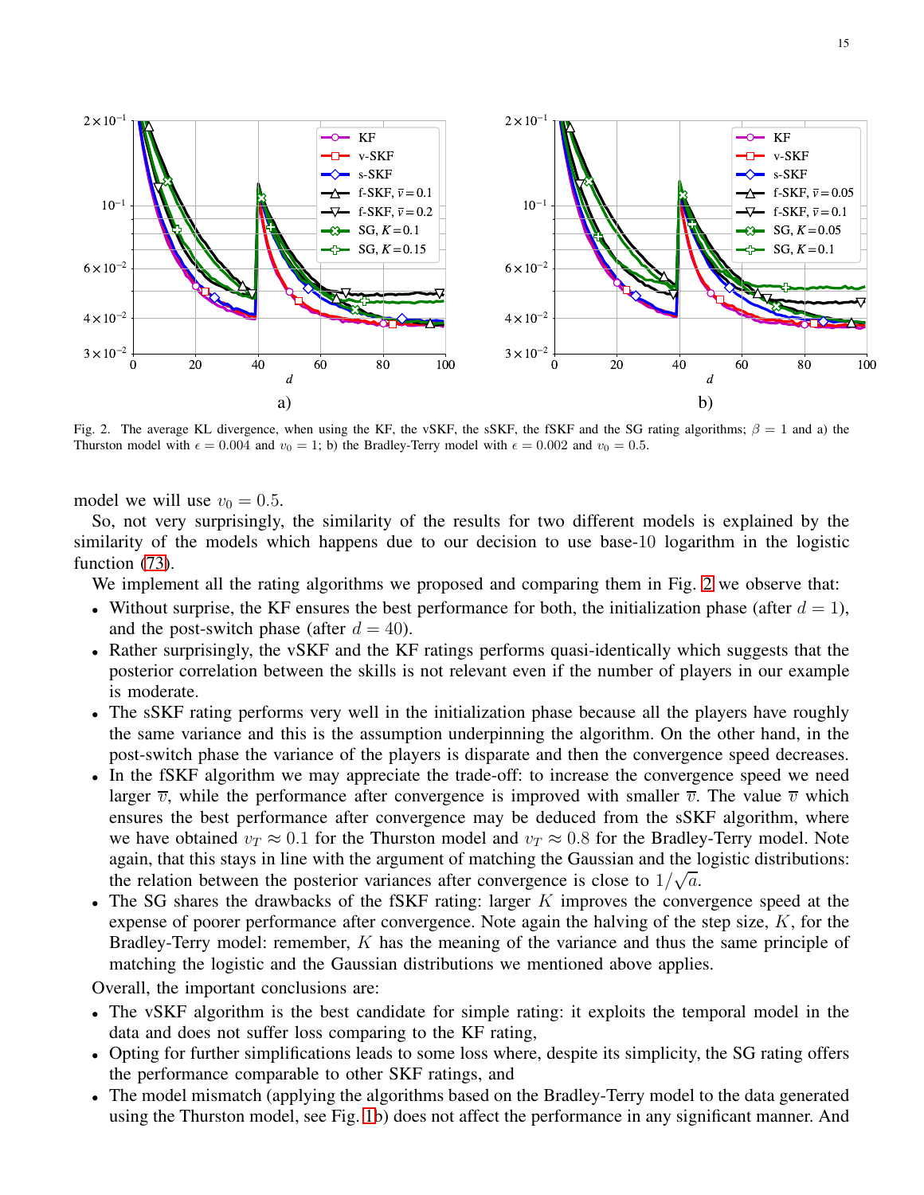Fig. 2. The average KL divergence, when using the KF, the vSKF, the sSKF, the fSKF and the SG rating algorithms; $\beta = 1$ and a) the Thurston model with $\epsilon = 0.004$ and $v_0 = 1$; b) the Bradley-Terry model with $\epsilon = 0.002$ and $v_0 = 0.5$.

model we will use $v_0 = 0.5$.

So, not very surprisingly, the similarity of the results for two different models is explained by the similarity of the models which happens due to our decision to use base-10 logarithm in the logistic function (73).

We implement all the rating algorithms we proposed and comparing them in Fig. 2 we observe that:

- Without surprise, the KF ensures the best performance for both, the initialization phase (after $d = 1$), and the post-switch phase (after $d = 40$).
- Rather surprisingly, the vSKF and the KF ratings performs quasi-identically which suggests that the posterior correlation between the skills is not relevant even if the number of players in our example is moderate.
- The sSKF rating performs very well in the initialization phase because all the players have roughly the same variance and this is the assumption underpinning the algorithm. On the other hand, in the post-switch phase the variance of the players is disparate and then the convergence speed decreases.
- In the fSKF algorithm we may appreciate the trade-off: to increase the convergence speed we need larger $\overline{v}$, while the performance after convergence is improved with smaller $\overline{v}$. The value $\overline{v}$ which ensures the best performance after convergence may be deduced from the sSKF algorithm, where we have obtained $v_T \approx 0.1$ for the Thurston model and $v_T \approx 0.8$ for the Bradley-Terry model. Note again, that this stays in line with the argument of matching the Gaussian and the logistic distributions: the relation between the posterior variances after convergence is close to $1/\sqrt{a}$.
- The SG shares the drawbacks of the fSKF rating: larger $K$ improves the convergence speed at the expense of poorer performance after convergence. Note again the halving of the step size, $K$, for the Bradley-Terry model: remember, $K$ has the meaning of the variance and thus the same principle of matching the logistic and the Gaussian distributions we mentioned above applies.

Overall, the important conclusions are:

- The vSKF algorithm is the best candidate for simple rating: it exploits the temporal model in the data and does not suffer loss comparing to the KF rating,
- Opting for further simplifications leads to some loss where, despite its simplicity, the SG rating offers the performance comparable to other SKF ratings, and
- The model mismatch (applying the algorithms based on the Bradley-Terry model to the data generated using the Thurston model, see Fig. 1b) does not affect the performance in any significant manner. And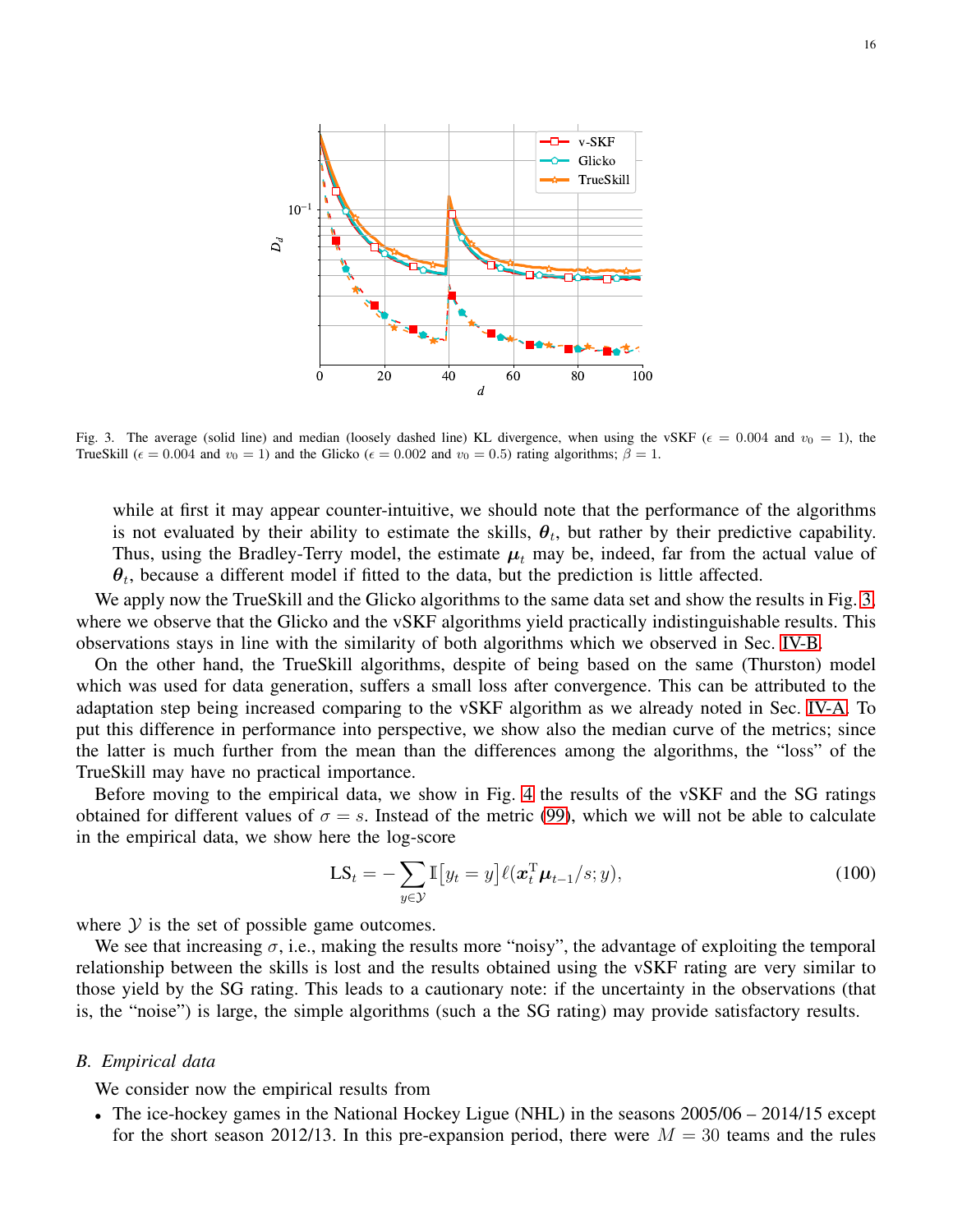Fig. 3. The average (solid line) and median (loosely dashed line) KL divergence, when using the vSKF ($\epsilon = 0.004$ and $v_0 = 1$), the TrueSkill ($\epsilon = 0.004$ and $v_0 = 1$) and the Glicko ($\epsilon = 0.002$ and $v_0 = 0.5$) rating algorithms; $\beta = 1$.

while at first it may appear counter-intuitive, we should note that the performance of the algorithms is not evaluated by their ability to estimate the skills, $\boldsymbol{\theta}_t$, but rather by their predictive capability. Thus, using the Bradley-Terry model, the estimate $\boldsymbol{\mu}_t$ may be, indeed, far from the actual value of $\boldsymbol{\theta}_t$, because a different model if fitted to the data, but the prediction is little affected.

We apply now the TrueSkill and the Glicko algorithms to the same data set and show the results in Fig. 3, where we observe that the Glicko and the vSKF algorithms yield practically indistinguishable results. This observations stays in line with the similarity of both algorithms which we observed in Sec. IV-B.

On the other hand, the TrueSkill algorithms, despite of being based on the same (Thurston) model which was used for data generation, suffers a small loss after convergence. This can be attributed to the adaptation step being increased comparing to the vSKF algorithm as we already noted in Sec. IV-A. To put this difference in performance into perspective, we show also the median curve of the metrics; since the latter is much further from the mean than the differences among the algorithms, the "loss" of the TrueSkill may have no practical importance.

Before moving to the empirical data, we show in Fig. 4 the results of the vSKF and the SG ratings obtained for different values of $\sigma = s$. Instead of the metric (99), which we will not be able to calculate in the empirical data, we show here the log-score

$$\mathrm{LS}_t = -\sum_{y\in\mathcal{Y}} \mathbb{I}\big[y_t = y\big]\ell(\boldsymbol{x}_t^{\mathrm{T}}\boldsymbol{\mu}_{t-1}/s; y), \tag{100}$$

where $\mathcal{Y}$ is the set of possible game outcomes.

We see that increasing $\sigma$, i.e., making the results more "noisy", the advantage of exploiting the temporal relationship between the skills is lost and the results obtained using the vSKF rating are very similar to those yield by the SG rating. This leads to a cautionary note: if the uncertainty in the observations (that is, the "noise") is large, the simple algorithms (such a the SG rating) may provide satisfactory results.

### B. Empirical data

We consider now the empirical results from

- The ice-hockey games in the National Hockey Ligue (NHL) in the seasons 2005/06 – 2014/15 except for the short season 2012/13. In this pre-expansion period, there were $M = 30$ teams and the rules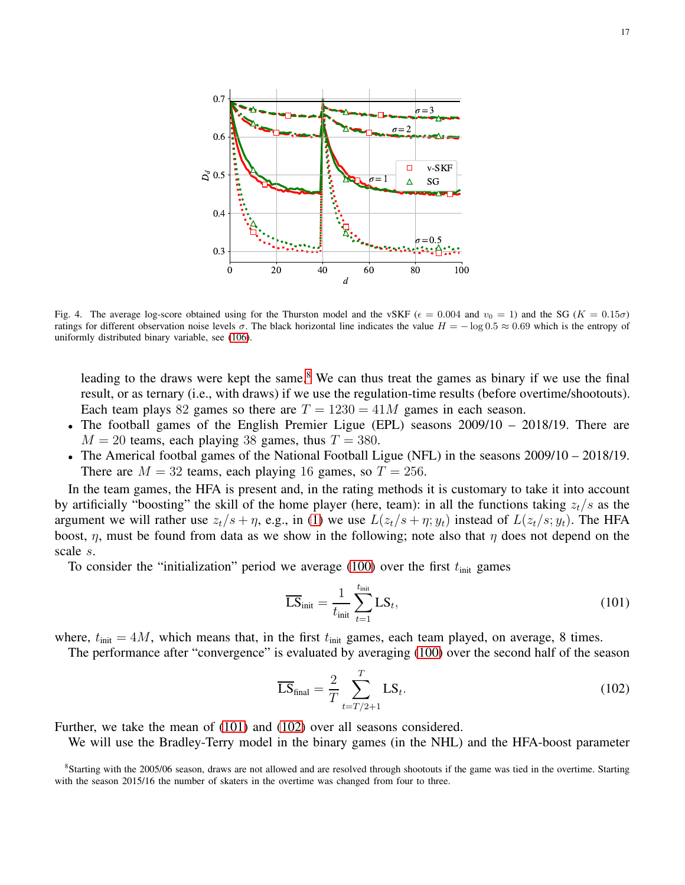Fig. 4. The average log-score obtained using for the Thurston model and the vSKF ($\epsilon = 0.004$ and $v_0 = 1$) and the SG ($K = 0.15\sigma$) ratings for different observation noise levels $\sigma$. The black horizontal line indicates the value $H = -\log 0.5 \approx 0.69$ which is the entropy of uniformly distributed binary variable, see (106).

leading to the draws were kept the same.[8] We can thus treat the games as binary if we use the final result, or as ternary (i.e., with draws) if we use the regulation-time results (before overtime/shootouts). Each team plays 82 games so there are $T = 1230 = 41M$ games in each season.

- The football games of the English Premier Ligue (EPL) seasons 2009/10 – 2018/19. There are $M = 20$ teams, each playing 38 games, thus $T = 380$.
- The Americal footbal games of the National Football Ligue (NFL) in the seasons 2009/10 – 2018/19. There are $M = 32$ teams, each playing 16 games, so $T = 256$.

In the team games, the HFA is present and, in the rating methods it is customary to take it into account by artificially "boosting" the skill of the home player (here, team): in all the functions taking $z_t/s$ as the argument we will rather use $z_t/s + \eta$, e.g., in (1) we use $L(z_t/s + \eta; y_t)$ instead of $L(z_t/s; y_t)$. The HFA boost, $\eta$, must be found from data as we show in the following; note also that $\eta$ does not depend on the scale $s$.

To consider the "initialization" period we average (100) over the first $t_{\text{init}}$ games

$$\overline{\text{LS}}_{\text{init}} = \frac{1}{t_{\text{init}}} \sum_{t=1}^{t_{\text{init}}} \text{LS}_t, \tag{101}$$

where, $t_{\text{init}} = 4M$, which means that, in the first $t_{\text{init}}$ games, each team played, on average, 8 times.

The performance after "convergence" is evaluated by averaging (100) over the second half of the season

$$\overline{\text{LS}}_{\text{final}} = \frac{2}{T} \sum_{t=T/2+1}^{T} \text{LS}_t. \tag{102}$$

Further, we take the mean of (101) and (102) over all seasons considered.

We will use the Bradley-Terry model in the binary games (in the NHL) and the HFA-boost parameter

[8] Starting with the 2005/06 season, draws are not allowed and are resolved through shootouts if the game was tied in the overtime. Starting with the season 2015/16 the number of skaters in the overtime was changed from four to three.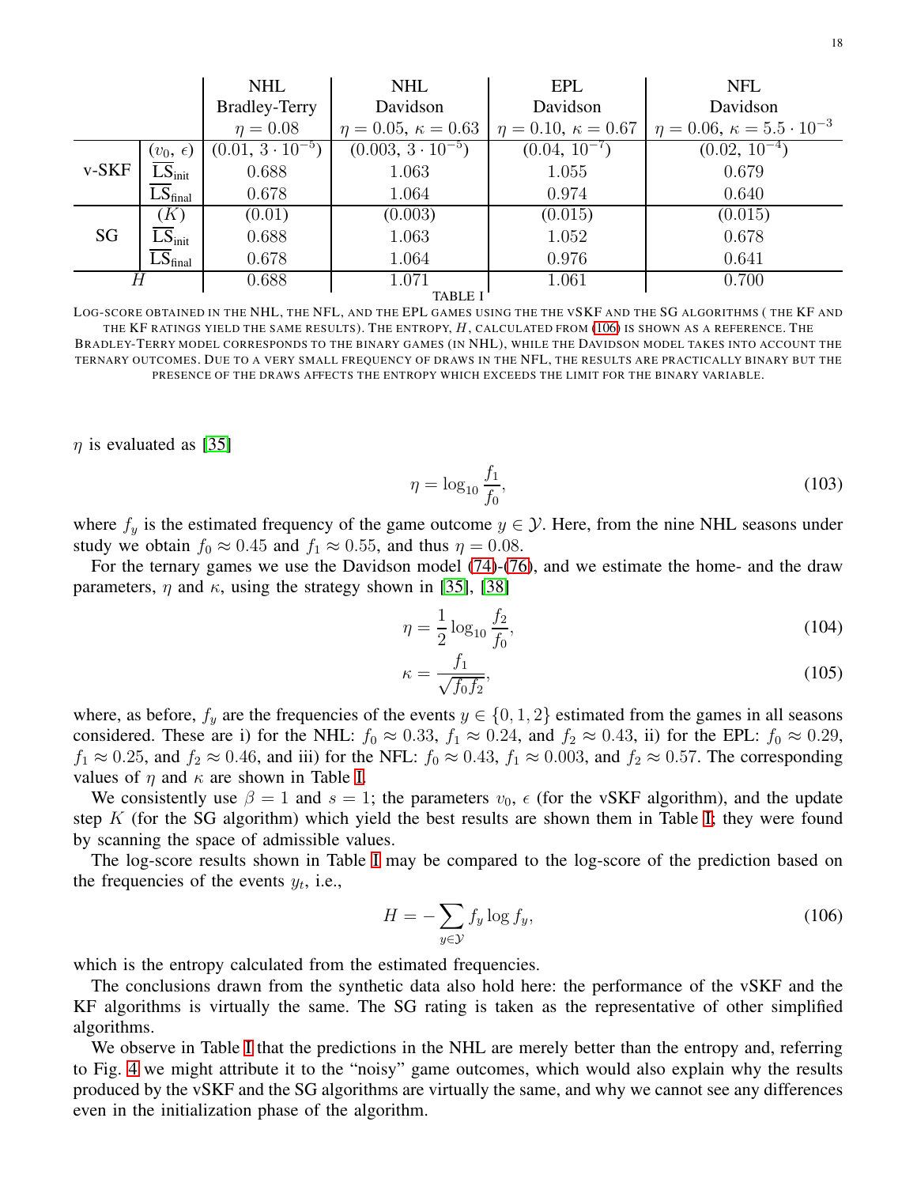|  |  | NHL Bradley-Terry $\eta = 0.08$ | NHL Davidson $\eta = 0.05$, $\kappa = 0.63$ | EPL Davidson $\eta = 0.10$, $\kappa = 0.67$ | NFL Davidson $\eta = 0.06$, $\kappa = 5.5 \cdot 10^{-3}$ |
|---|---|---|---|---|---|
| v-SKF | $(v_0,\, \epsilon)$ | $(0.01,\, 3 \cdot 10^{-5})$ | $(0.003,\, 3 \cdot 10^{-5})$ | $(0.04,\, 10^{-7})$ | $(0.02,\, 10^{-4})$ |
|  | $\overline{\text{LS}}_{\text{init}}$ | 0.688 | 1.063 | 1.055 | 0.679 |
|  | $\overline{\text{LS}}_{\text{final}}$ | 0.678 | 1.064 | 0.974 | 0.640 |
| SG | $(K)$ | (0.01) | (0.003) | (0.015) | (0.015) |
|  | $\overline{\text{LS}}_{\text{init}}$ | 0.688 | 1.063 | 1.052 | 0.678 |
|  | $\overline{\text{LS}}_{\text{final}}$ | 0.678 | 1.064 | 0.976 | 0.641 |
| $H$ |  | 0.688 | 1.071 | 1.061 | 0.700 |

TABLE I

LOG-SCORE OBTAINED IN THE NHL, THE NFL, AND THE EPL GAMES USING THE THE VSKF AND THE SG ALGORITHMS ( THE KF AND THE KF RATINGS YIELD THE SAME RESULTS). THE ENTROPY, $H$, CALCULATED FROM (106) IS SHOWN AS A REFERENCE. THE BRADLEY-TERRY MODEL CORRESPONDS TO THE BINARY GAMES (IN NHL), WHILE THE DAVIDSON MODEL TAKES INTO ACCOUNT THE TERNARY OUTCOMES. DUE TO A VERY SMALL FREQUENCY OF DRAWS IN THE NFL, THE RESULTS ARE PRACTICALLY BINARY BUT THE PRESENCE OF THE DRAWS AFFECTS THE ENTROPY WHICH EXCEEDS THE LIMIT FOR THE BINARY VARIABLE.

$\eta$ is evaluated as [35]

$$\eta = \log_{10} \frac{f_1}{f_0}, \tag{103}$$

where $f_y$ is the estimated frequency of the game outcome $y \in \mathcal{Y}$. Here, from the nine NHL seasons under study we obtain $f_0 \approx 0.45$ and $f_1 \approx 0.55$, and thus $\eta = 0.08$.

For the ternary games we use the Davidson model (74)-(76), and we estimate the home- and the draw parameters, $\eta$ and $\kappa$, using the strategy shown in [35], [38]

$$\eta = \frac{1}{2} \log_{10} \frac{f_2}{f_0}, \tag{104}$$

$$\kappa = \frac{f_1}{\sqrt{f_0 f_2}}, \tag{105}$$

where, as before, $f_y$ are the frequencies of the events $y \in \{0, 1, 2\}$ estimated from the games in all seasons considered. These are i) for the NHL: $f_0 \approx 0.33$, $f_1 \approx 0.24$, and $f_2 \approx 0.43$, ii) for the EPL: $f_0 \approx 0.29$, $f_1 \approx 0.25$, and $f_2 \approx 0.46$, and iii) for the NFL: $f_0 \approx 0.43$, $f_1 \approx 0.003$, and $f_2 \approx 0.57$. The corresponding values of $\eta$ and $\kappa$ are shown in Table I.

We consistently use $\beta = 1$ and $s = 1$; the parameters $v_0$, $\epsilon$ (for the vSKF algorithm), and the update step $K$ (for the SG algorithm) which yield the best results are shown them in Table I; they were found by scanning the space of admissible values.

The log-score results shown in Table I may be compared to the log-score of the prediction based on the frequencies of the events $y_t$, i.e.,

$$H = -\sum_{y \in \mathcal{Y}} f_y \log f_y, \tag{106}$$

which is the entropy calculated from the estimated frequencies.

The conclusions drawn from the synthetic data also hold here: the performance of the vSKF and the KF algorithms is virtually the same. The SG rating is taken as the representative of other simplified algorithms.

We observe in Table I that the predictions in the NHL are merely better than the entropy and, referring to Fig. 4 we might attribute it to the "noisy" game outcomes, which would also explain why the results produced by the vSKF and the SG algorithms are virtually the same, and why we cannot see any differences even in the initialization phase of the algorithm.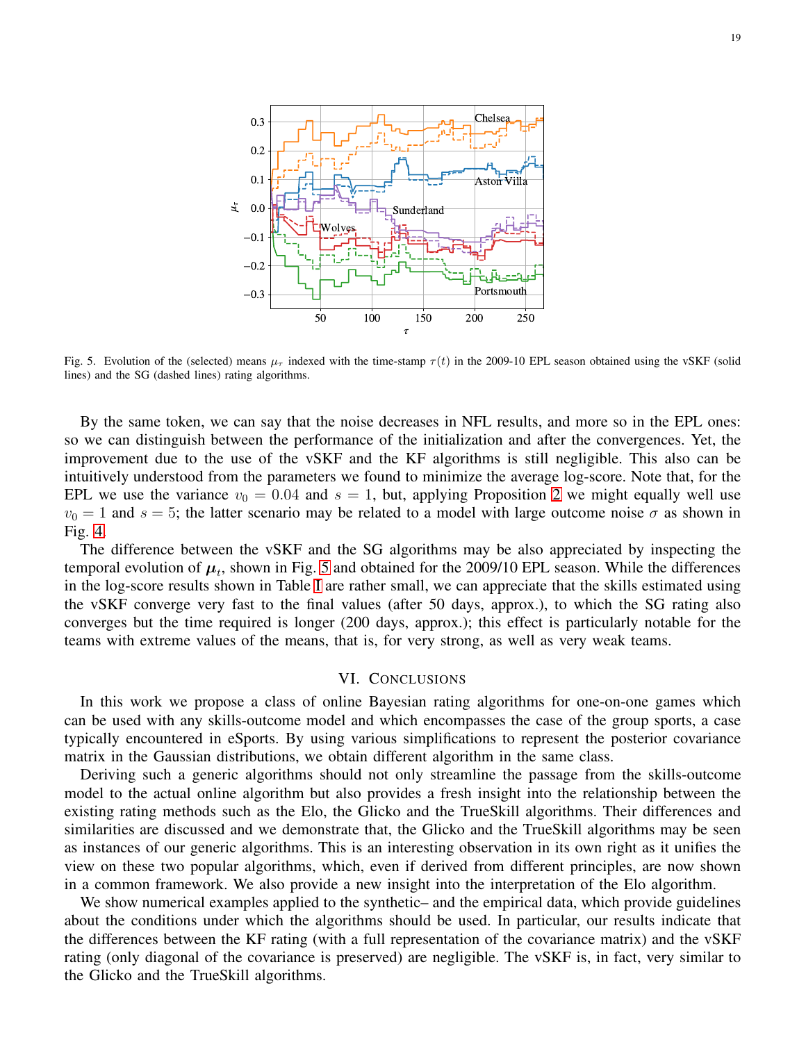Fig. 5. Evolution of the (selected) means $\mu_\tau$ indexed with the time-stamp $\tau(t)$ in the 2009-10 EPL season obtained using the vSKF (solid lines) and the SG (dashed lines) rating algorithms.

By the same token, we can say that the noise decreases in NFL results, and more so in the EPL ones: so we can distinguish between the performance of the initialization and after the convergences. Yet, the improvement due to the use of the vSKF and the KF algorithms is still negligible. This also can be intuitively understood from the parameters we found to minimize the average log-score. Note that, for the EPL we use the variance $v_0 = 0.04$ and $s = 1$, but, applying Proposition 2 we might equally well use $v_0 = 1$ and $s = 5$; the latter scenario may be related to a model with large outcome noise $\sigma$ as shown in Fig. 4.

The difference between the vSKF and the SG algorithms may be also appreciated by inspecting the temporal evolution of $\boldsymbol{\mu}_t$, shown in Fig. 5 and obtained for the 2009/10 EPL season. While the differences in the log-score results shown in Table I are rather small, we can appreciate that the skills estimated using the vSKF converge very fast to the final values (after 50 days, approx.), to which the SG rating also converges but the time required is longer (200 days, approx.); this effect is particularly notable for the teams with extreme values of the means, that is, for very strong, as well as very weak teams.

## VI. Conclusions

In this work we propose a class of online Bayesian rating algorithms for one-on-one games which can be used with any skills-outcome model and which encompasses the case of the group sports, a case typically encountered in eSports. By using various simplifications to represent the posterior covariance matrix in the Gaussian distributions, we obtain different algorithm in the same class.

Deriving such a generic algorithms should not only streamline the passage from the skills-outcome model to the actual online algorithm but also provides a fresh insight into the relationship between the existing rating methods such as the Elo, the Glicko and the TrueSkill algorithms. Their differences and similarities are discussed and we demonstrate that, the Glicko and the TrueSkill algorithms may be seen as instances of our generic algorithms. This is an interesting observation in its own right as it unifies the view on these two popular algorithms, which, even if derived from different principles, are now shown in a common framework. We also provide a new insight into the interpretation of the Elo algorithm.

We show numerical examples applied to the synthetic– and the empirical data, which provide guidelines about the conditions under which the algorithms should be used. In particular, our results indicate that the differences between the KF rating (with a full representation of the covariance matrix) and the vSKF rating (only diagonal of the covariance is preserved) are negligible. The vSKF is, in fact, very similar to the Glicko and the TrueSkill algorithms.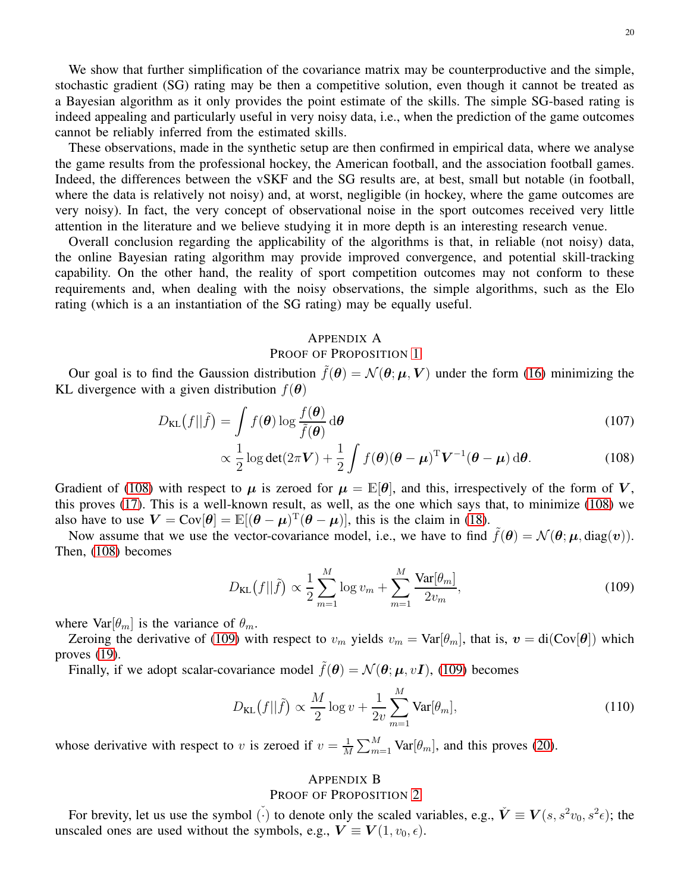We show that further simplification of the covariance matrix may be counterproductive and the simple, stochastic gradient (SG) rating may be then a competitive solution, even though it cannot be treated as a Bayesian algorithm as it only provides the point estimate of the skills. The simple SG-based rating is indeed appealing and particularly useful in very noisy data, i.e., when the prediction of the game outcomes cannot be reliably inferred from the estimated skills.

These observations, made in the synthetic setup are then confirmed in empirical data, where we analyse the game results from the professional hockey, the American football, and the association football games. Indeed, the differences between the vSKF and the SG results are, at best, small but notable (in football, where the data is relatively not noisy) and, at worst, negligible (in hockey, where the game outcomes are very noisy). In fact, the very concept of observational noise in the sport outcomes received very little attention in the literature and we believe studying it in more depth is an interesting research venue.

Overall conclusion regarding the applicability of the algorithms is that, in reliable (not noisy) data, the online Bayesian rating algorithm may provide improved convergence, and potential skill-tracking capability. On the other hand, the reality of sport competition outcomes may not conform to these requirements and, when dealing with the noisy observations, the simple algorithms, such as the Elo rating (which is a an instantiation of the SG rating) may be equally useful.

## Appendix A
## Proof of Proposition 1

Our goal is to find the Gaussion distribution $\tilde{f}(\boldsymbol{\theta}) = \mathcal{N}(\boldsymbol{\theta}; \boldsymbol{\mu}, \boldsymbol{V})$ under the form (16) minimizing the KL divergence with a given distribution $f(\boldsymbol{\theta})$

$$D_{\text{KL}}\big(f||\tilde{f}\big) = \int f(\boldsymbol{\theta}) \log \frac{f(\boldsymbol{\theta})}{\tilde{f}(\boldsymbol{\theta})}\, \mathrm{d}\boldsymbol{\theta} \tag{107}$$

$$\propto \frac{1}{2} \log \det(2\pi \boldsymbol{V}) + \frac{1}{2} \int f(\boldsymbol{\theta})(\boldsymbol{\theta} - \boldsymbol{\mu})^{\text{T}} \boldsymbol{V}^{-1} (\boldsymbol{\theta} - \boldsymbol{\mu})\, \mathrm{d}\boldsymbol{\theta}. \tag{108}$$

Gradient of (108) with respect to $\boldsymbol{\mu}$ is zeroed for $\boldsymbol{\mu} = \mathbb{E}[\boldsymbol{\theta}]$, and this, irrespectively of the form of $\boldsymbol{V}$, this proves (17). This is a well-known result, as well, as the one which says that, to minimize (108) we also have to use $\boldsymbol{V} = \text{Cov}[\boldsymbol{\theta}] = \mathbb{E}[(\boldsymbol{\theta} - \boldsymbol{\mu})^{\text{T}}(\boldsymbol{\theta} - \boldsymbol{\mu})]$, this is the claim in (18).

Now assume that we use the vector-covariance model, i.e., we have to find $\tilde{f}(\boldsymbol{\theta}) = \mathcal{N}(\boldsymbol{\theta}; \boldsymbol{\mu}, \text{diag}(\boldsymbol{v}))$. Then, (108) becomes

$$D_{\text{KL}}\big(f||\tilde{f}\big) \propto \frac{1}{2} \sum_{m=1}^{M} \log v_m + \sum_{m=1}^{M} \frac{\text{Var}[\theta_m]}{2 v_m}, \tag{109}$$

where $\text{Var}[\theta_m]$ is the variance of $\theta_m$.

Zeroing the derivative of (109) with respect to $v_m$ yields $v_m = \text{Var}[\theta_m]$, that is, $\boldsymbol{v} = \text{di}(\text{Cov}[\boldsymbol{\theta}])$ which proves (19).

Finally, if we adopt scalar-covariance model $\tilde{f}(\boldsymbol{\theta}) = \mathcal{N}(\boldsymbol{\theta}; \boldsymbol{\mu}, v\boldsymbol{I})$, (109) becomes

$$D_{\text{KL}}\big(f||\tilde{f}\big) \propto \frac{M}{2} \log v + \frac{1}{2v} \sum_{m=1}^{M} \text{Var}[\theta_m], \tag{110}$$

whose derivative with respect to $v$ is zeroed if $v = \frac{1}{M} \sum_{m=1}^{M} \text{Var}[\theta_m]$, and this proves (20).

## Appendix B
## Proof of Proposition 2

For brevity, let us use the symbol $\check{(\cdot)}$ to denote only the scaled variables, e.g., $\check{\boldsymbol{V}} \equiv \boldsymbol{V}(s, s^2 v_0, s^2 \epsilon)$; the unscaled ones are used without the symbols, e.g., $\boldsymbol{V} \equiv \boldsymbol{V}(1, v_0, \epsilon)$.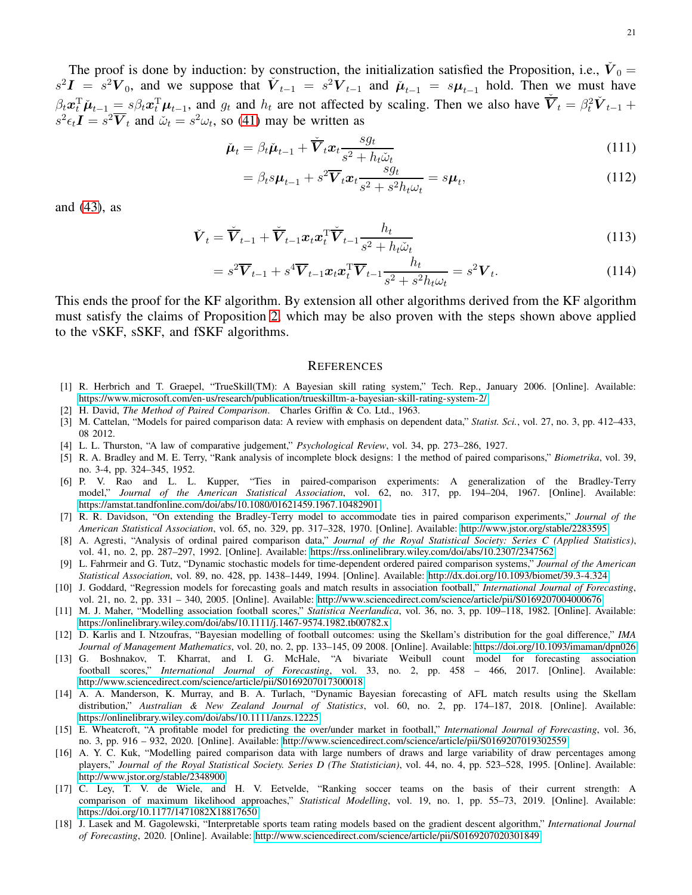The proof is done by induction: by construction, the initialization satisfied the Proposition, i.e., $\check{\boldsymbol{V}}_0 = s^2\boldsymbol{I} = s^2\boldsymbol{V}_0$, and we suppose that $\check{\boldsymbol{V}}_{t-1} = s^2\boldsymbol{V}_{t-1}$ and $\check{\boldsymbol{\mu}}_{t-1} = s\boldsymbol{\mu}_{t-1}$ hold. Then we must have $\beta_t \boldsymbol{x}_t^{\mathrm{T}}\check{\boldsymbol{\mu}}_{t-1} = s\beta_t\boldsymbol{x}_t^{\mathrm{T}}\boldsymbol{\mu}_{t-1}$, and $g_t$ and $h_t$ are not affected by scaling. Then we also have $\check{\overline{\boldsymbol{V}}}_t = \beta_t^2\check{\boldsymbol{V}}_{t-1} + s^2\epsilon_t\boldsymbol{I} = s^2\overline{\boldsymbol{V}}_t$ and $\check{\omega}_t = s^2\omega_t$, so (41) may be written as

$$\check{\boldsymbol{\mu}}_t = \beta_t\check{\boldsymbol{\mu}}_{t-1} + \check{\overline{\boldsymbol{V}}}_t\boldsymbol{x}_t\frac{sg_t}{s^2 + h_t\check{\omega}_t} \tag{111}$$

$$= \beta_t s\boldsymbol{\mu}_{t-1} + s^2\overline{\boldsymbol{V}}_t\boldsymbol{x}_t\frac{sg_t}{s^2 + s^2h_t\omega_t} = s\boldsymbol{\mu}_t, \tag{112}$$

and (43), as

$$\check{\boldsymbol{V}}_t = \check{\overline{\boldsymbol{V}}}_{t-1} + \check{\overline{\boldsymbol{V}}}_{t-1}\boldsymbol{x}_t\boldsymbol{x}_t^{\mathrm{T}}\check{\overline{\boldsymbol{V}}}_{t-1}\frac{h_t}{s^2 + h_t\check{\omega}_t} \tag{113}$$

$$= s^2\overline{\boldsymbol{V}}_{t-1} + s^4\overline{\boldsymbol{V}}_{t-1}\boldsymbol{x}_t\boldsymbol{x}_t^{\mathrm{T}}\overline{\boldsymbol{V}}_{t-1}\frac{h_t}{s^2 + s^2h_t\omega_t} = s^2\boldsymbol{V}_t. \tag{114}$$

This ends the proof for the KF algorithm. By extension all other algorithms derived from the KF algorithm must satisfy the claims of Proposition 2, which may be also proven with the steps shown above applied to the vSKF, sSKF, and fSKF algorithms.

## References

[1] R. Herbrich and T. Graepel, "TrueSkill(TM): A Bayesian skill rating system," Tech. Rep., January 2006. [Online]. Available: https://www.microsoft.com/en-us/research/publication/trueskilltm-a-bayesian-skill-rating-system-2/

[2] H. David, *The Method of Paired Comparison*. Charles Griffin & Co. Ltd., 1963.

[3] M. Cattelan, "Models for paired comparison data: A review with emphasis on dependent data," *Statist. Sci.*, vol. 27, no. 3, pp. 412–433, 08 2012.

[4] L. L. Thurston, "A law of comparative judgement," *Psychological Review*, vol. 34, pp. 273–286, 1927.

[5] R. A. Bradley and M. E. Terry, "Rank analysis of incomplete block designs: 1 the method of paired comparisons," *Biometrika*, vol. 39, no. 3-4, pp. 324–345, 1952.

[6] P. V. Rao and L. L. Kupper, "Ties in paired-comparison experiments: A generalization of the Bradley-Terry model," *Journal of the American Statistical Association*, vol. 62, no. 317, pp. 194–204, 1967. [Online]. Available: https://amstat.tandfonline.com/doi/abs/10.1080/01621459.1967.10482901

[7] R. R. Davidson, "On extending the Bradley-Terry model to accommodate ties in paired comparison experiments," *Journal of the American Statistical Association*, vol. 65, no. 329, pp. 317–328, 1970. [Online]. Available: http://www.jstor.org/stable/2283595

[8] A. Agresti, "Analysis of ordinal paired comparison data," *Journal of the Royal Statistical Society: Series C (Applied Statistics)*, vol. 41, no. 2, pp. 287–297, 1992. [Online]. Available: https://rss.onlinelibrary.wiley.com/doi/abs/10.2307/2347562

[9] L. Fahrmeir and G. Tutz, "Dynamic stochastic models for time-dependent ordered paired comparison systems," *Journal of the American Statistical Association*, vol. 89, no. 428, pp. 1438–1449, 1994. [Online]. Available: http://dx.doi.org/10.1093/biomet/39.3-4.324

[10] J. Goddard, "Regression models for forecasting goals and match results in association football," *International Journal of Forecasting*, vol. 21, no. 2, pp. 331 – 340, 2005. [Online]. Available: http://www.sciencedirect.com/science/article/pii/S0169207004000676

[11] M. J. Maher, "Modelling association football scores," *Statistica Neerlandica*, vol. 36, no. 3, pp. 109–118, 1982. [Online]. Available: https://onlinelibrary.wiley.com/doi/abs/10.1111/j.1467-9574.1982.tb00782.x

[12] D. Karlis and I. Ntzoufras, "Bayesian modelling of football outcomes: using the Skellam's distribution for the goal difference," *IMA Journal of Management Mathematics*, vol. 20, no. 2, pp. 133–145, 09 2008. [Online]. Available: https://doi.org/10.1093/imaman/dpn026

[13] G. Boshnakov, T. Kharrat, and I. G. McHale, "A bivariate Weibull count model for forecasting association football scores," *International Journal of Forecasting*, vol. 33, no. 2, pp. 458 – 466, 2017. [Online]. Available: http://www.sciencedirect.com/science/article/pii/S0169207017300018

[14] A. A. Manderson, K. Murray, and B. A. Turlach, "Dynamic Bayesian forecasting of AFL match results using the Skellam distribution," *Australian & New Zealand Journal of Statistics*, vol. 60, no. 2, pp. 174–187, 2018. [Online]. Available: https://onlinelibrary.wiley.com/doi/abs/10.1111/anzs.12225

[15] E. Wheatcroft, "A profitable model for predicting the over/under market in football," *International Journal of Forecasting*, vol. 36, no. 3, pp. 916 – 932, 2020. [Online]. Available: http://www.sciencedirect.com/science/article/pii/S0169207019302559

[16] A. Y. C. Kuk, "Modelling paired comparison data with large numbers of draws and large variability of draw percentages among players," *Journal of the Royal Statistical Society. Series D (The Statistician)*, vol. 44, no. 4, pp. 523–528, 1995. [Online]. Available: http://www.jstor.org/stable/2348900

[17] C. Ley, T. V. de Wiele, and H. V. Eetvelde, "Ranking soccer teams on the basis of their current strength: A comparison of maximum likelihood approaches," *Statistical Modelling*, vol. 19, no. 1, pp. 55–73, 2019. [Online]. Available: https://doi.org/10.1177/1471082X18817650

[18] J. Lasek and M. Gagolewski, "Interpretable sports team rating models based on the gradient descent algorithm," *International Journal of Forecasting*, 2020. [Online]. Available: http://www.sciencedirect.com/science/article/pii/S0169207020301849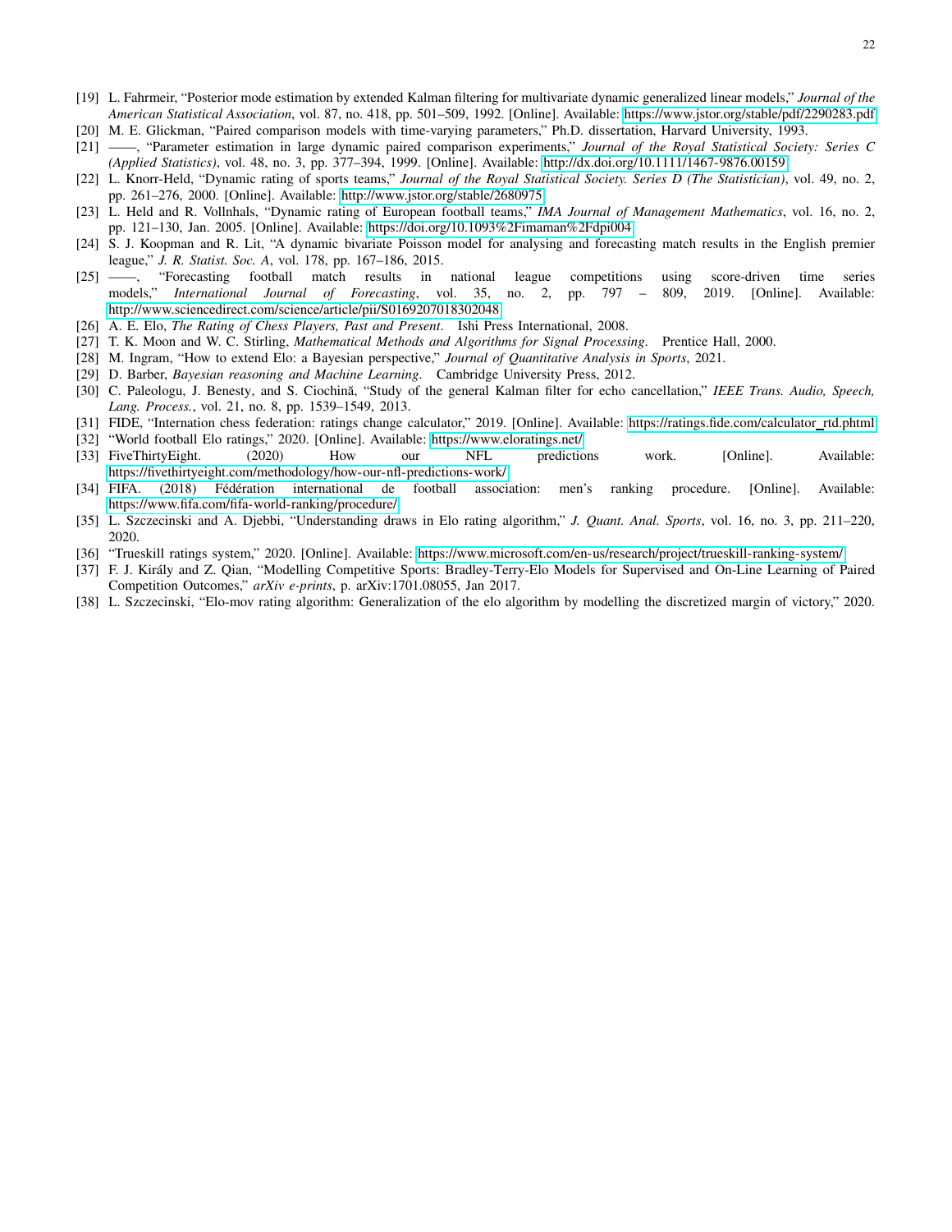[19] L. Fahrmeir, "Posterior mode estimation by extended Kalman filtering for multivariate dynamic generalized linear models," *Journal of the American Statistical Association*, vol. 87, no. 418, pp. 501–509, 1992. [Online]. Available: https://www.jstor.org/stable/pdf/2290283.pdf

[20] M. E. Glickman, "Paired comparison models with time-varying parameters," Ph.D. dissertation, Harvard University, 1993.

[21] ——, "Parameter estimation in large dynamic paired comparison experiments," *Journal of the Royal Statistical Society: Series C (Applied Statistics)*, vol. 48, no. 3, pp. 377–394, 1999. [Online]. Available: http://dx.doi.org/10.1111/1467-9876.00159

[22] L. Knorr-Held, "Dynamic rating of sports teams," *Journal of the Royal Statistical Society. Series D (The Statistician)*, vol. 49, no. 2, pp. 261–276, 2000. [Online]. Available: http://www.jstor.org/stable/2680975

[23] L. Held and R. Vollnhals, "Dynamic rating of European football teams," *IMA Journal of Management Mathematics*, vol. 16, no. 2, pp. 121–130, Jan. 2005. [Online]. Available: https://doi.org/10.1093%2Fimaman%2Fdpi004

[24] S. J. Koopman and R. Lit, "A dynamic bivariate Poisson model for analysing and forecasting match results in the English premier league," *J. R. Statist. Soc. A*, vol. 178, pp. 167–186, 2015.

[25] ——, "Forecasting football match results in national league competitions using score-driven time series models," *International Journal of Forecasting*, vol. 35, no. 2, pp. 797 – 809, 2019. [Online]. Available: http://www.sciencedirect.com/science/article/pii/S0169207018302048

[26] A. E. Elo, *The Rating of Chess Players, Past and Present*. Ishi Press International, 2008.

[27] T. K. Moon and W. C. Stirling, *Mathematical Methods and Algorithms for Signal Processing*. Prentice Hall, 2000.

[28] M. Ingram, "How to extend Elo: a Bayesian perspective," *Journal of Quantitative Analysis in Sports*, 2021.

[29] D. Barber, *Bayesian reasoning and Machine Learning*. Cambridge University Press, 2012.

[30] C. Paleologu, J. Benesty, and S. Ciochină, "Study of the general Kalman filter for echo cancellation," *IEEE Trans. Audio, Speech, Lang. Process.*, vol. 21, no. 8, pp. 1539–1549, 2013.

[31] FIDE, "Internation chess federation: ratings change calculator," 2019. [Online]. Available: https://ratings.fide.com/calculator_rtd.phtml

[32] "World football Elo ratings," 2020. [Online]. Available: https://www.eloratings.net/

[33] FiveThirtyEight. (2020) How our NFL predictions work. [Online]. Available: https://fivethirtyeight.com/methodology/how-our-nfl-predictions-work/

[34] FIFA. (2018) Fédération international de football association: men's ranking procedure. [Online]. Available: https://www.fifa.com/fifa-world-ranking/procedure/

[35] L. Szczecinski and A. Djebbi, "Understanding draws in Elo rating algorithm," *J. Quant. Anal. Sports*, vol. 16, no. 3, pp. 211–220, 2020.

[36] "Trueskill ratings system," 2020. [Online]. Available: https://www.microsoft.com/en-us/research/project/trueskill-ranking-system/

[37] F. J. Király and Z. Qian, "Modelling Competitive Sports: Bradley-Terry-Elo Models for Supervised and On-Line Learning of Paired Competition Outcomes," *arXiv e-prints*, p. arXiv:1701.08055, Jan 2017.

[38] L. Szczecinski, "Elo-mov rating algorithm: Generalization of the elo algorithm by modelling the discretized margin of victory," 2020.